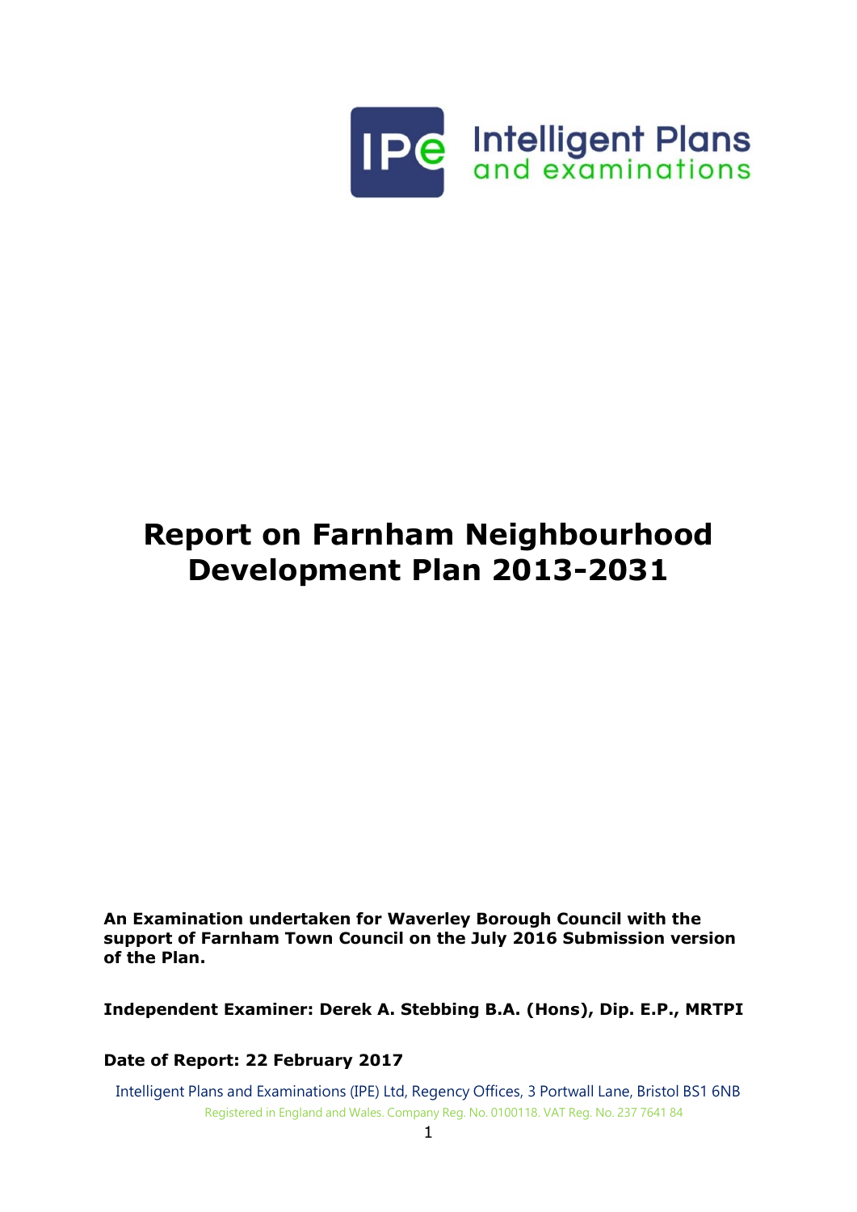Intelligent Plans and examinations

# Report on Farnham Neighbourhood Development Plan 2013-2031

**An Examination undertaken for Waverley Borough Council with the support of Farnham Town Council on the July 2016 Submission version of the Plan.**

**Independent Examiner: Derek A. Stebbing B.A. (Hons), Dip. E.P., MRTPI**

**Date of Report: 22 February 2017**

Intelligent Plans and Examinations (IPE) Ltd, Regency Offices, 3 Portwall Lane, Bristol BS1 6NB

Registered in England and Wales. Company Reg. No. 0100118. VAT Reg. No. 237 7641 84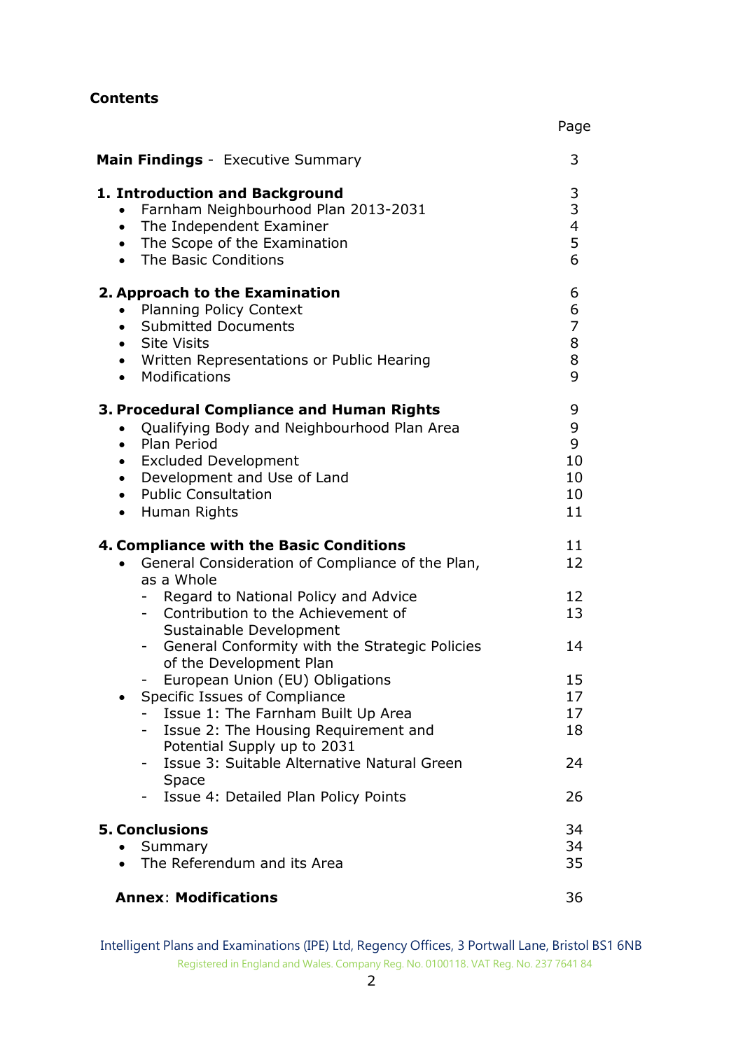**Contents**

| | Page |
|---|---|
| **Main Findings** - Executive Summary | 3 |
| **1. Introduction and Background** | 3 |
| • Farnham Neighbourhood Plan 2013-2031 | 3 |
| • The Independent Examiner | 4 |
| • The Scope of the Examination | 5 |
| • The Basic Conditions | 6 |
| **2. Approach to the Examination** | 6 |
| • Planning Policy Context | 6 |
| • Submitted Documents | 7 |
| • Site Visits | 8 |
| • Written Representations or Public Hearing | 8 |
| • Modifications | 9 |
| **3. Procedural Compliance and Human Rights** | 9 |
| • Qualifying Body and Neighbourhood Plan Area | 9 |
| • Plan Period | 9 |
| • Excluded Development | 10 |
| • Development and Use of Land | 10 |
| • Public Consultation | 10 |
| • Human Rights | 11 |
| **4. Compliance with the Basic Conditions** | 11 |
| • General Consideration of Compliance of the Plan, as a Whole | 12 |
| - Regard to National Policy and Advice | 12 |
| - Contribution to the Achievement of Sustainable Development | 13 |
| - General Conformity with the Strategic Policies of the Development Plan | 14 |
| - European Union (EU) Obligations | 15 |
| • Specific Issues of Compliance | 17 |
| - Issue 1: The Farnham Built Up Area | 17 |
| - Issue 2: The Housing Requirement and Potential Supply up to 2031 | 18 |
| - Issue 3: Suitable Alternative Natural Green Space | 24 |
| - Issue 4: Detailed Plan Policy Points | 26 |
| **5. Conclusions** | 34 |
| • Summary | 34 |
| • The Referendum and its Area | 35 |
| **Annex**: **Modifications** | 36 |

Intelligent Plans and Examinations (IPE) Ltd, Regency Offices, 3 Portwall Lane, Bristol BS1 6NB
Registered in England and Wales. Company Reg. No. 0100118. VAT Reg. No. 237 7641 84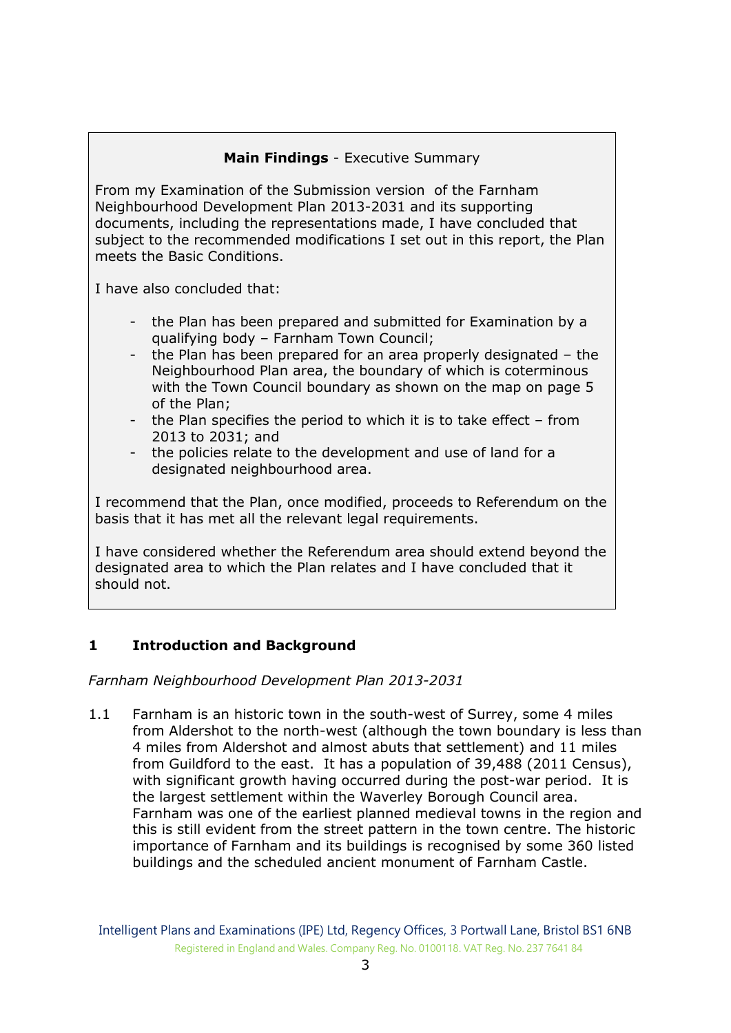**Main Findings** - Executive Summary

From my Examination of the Submission version of the Farnham Neighbourhood Development Plan 2013-2031 and its supporting documents, including the representations made, I have concluded that subject to the recommended modifications I set out in this report, the Plan meets the Basic Conditions.

I have also concluded that:

- the Plan has been prepared and submitted for Examination by a qualifying body – Farnham Town Council;
- the Plan has been prepared for an area properly designated – the Neighbourhood Plan area, the boundary of which is coterminous with the Town Council boundary as shown on the map on page 5 of the Plan;
- the Plan specifies the period to which it is to take effect – from 2013 to 2031; and
- the policies relate to the development and use of land for a designated neighbourhood area.

I recommend that the Plan, once modified, proceeds to Referendum on the basis that it has met all the relevant legal requirements.

I have considered whether the Referendum area should extend beyond the designated area to which the Plan relates and I have concluded that it should not.

## 1 Introduction and Background

*Farnham Neighbourhood Development Plan 2013-2031*

1.1 Farnham is an historic town in the south-west of Surrey, some 4 miles from Aldershot to the north-west (although the town boundary is less than 4 miles from Aldershot and almost abuts that settlement) and 11 miles from Guildford to the east. It has a population of 39,488 (2011 Census), with significant growth having occurred during the post-war period. It is the largest settlement within the Waverley Borough Council area. Farnham was one of the earliest planned medieval towns in the region and this is still evident from the street pattern in the town centre. The historic importance of Farnham and its buildings is recognised by some 360 listed buildings and the scheduled ancient monument of Farnham Castle.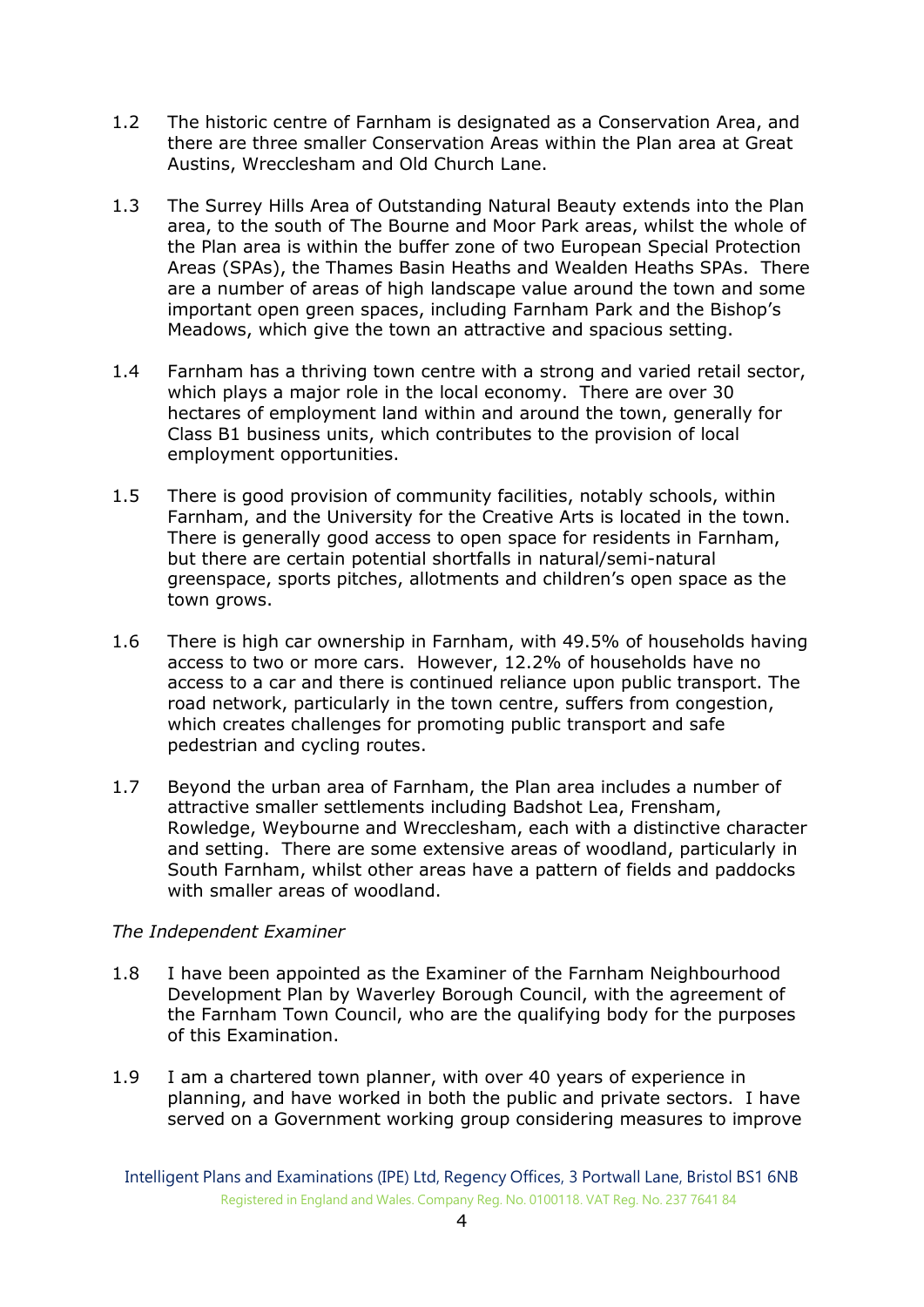1.2 The historic centre of Farnham is designated as a Conservation Area, and there are three smaller Conservation Areas within the Plan area at Great Austins, Wrecclesham and Old Church Lane.

1.3 The Surrey Hills Area of Outstanding Natural Beauty extends into the Plan area, to the south of The Bourne and Moor Park areas, whilst the whole of the Plan area is within the buffer zone of two European Special Protection Areas (SPAs), the Thames Basin Heaths and Wealden Heaths SPAs. There are a number of areas of high landscape value around the town and some important open green spaces, including Farnham Park and the Bishop's Meadows, which give the town an attractive and spacious setting.

1.4 Farnham has a thriving town centre with a strong and varied retail sector, which plays a major role in the local economy. There are over 30 hectares of employment land within and around the town, generally for Class B1 business units, which contributes to the provision of local employment opportunities.

1.5 There is good provision of community facilities, notably schools, within Farnham, and the University for the Creative Arts is located in the town. There is generally good access to open space for residents in Farnham, but there are certain potential shortfalls in natural/semi-natural greenspace, sports pitches, allotments and children's open space as the town grows.

1.6 There is high car ownership in Farnham, with 49.5% of households having access to two or more cars. However, 12.2% of households have no access to a car and there is continued reliance upon public transport. The road network, particularly in the town centre, suffers from congestion, which creates challenges for promoting public transport and safe pedestrian and cycling routes.

1.7 Beyond the urban area of Farnham, the Plan area includes a number of attractive smaller settlements including Badshot Lea, Frensham, Rowledge, Weybourne and Wrecclesham, each with a distinctive character and setting. There are some extensive areas of woodland, particularly in South Farnham, whilst other areas have a pattern of fields and paddocks with smaller areas of woodland.

*The Independent Examiner*

1.8 I have been appointed as the Examiner of the Farnham Neighbourhood Development Plan by Waverley Borough Council, with the agreement of the Farnham Town Council, who are the qualifying body for the purposes of this Examination.

1.9 I am a chartered town planner, with over 40 years of experience in planning, and have worked in both the public and private sectors. I have served on a Government working group considering measures to improve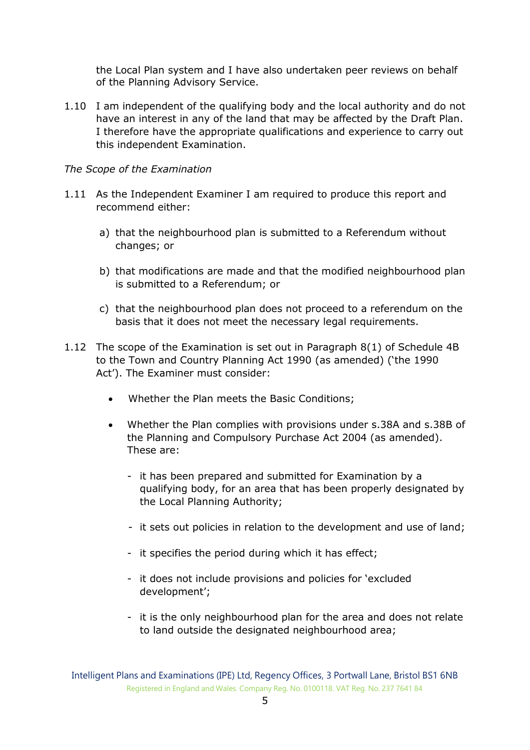the Local Plan system and I have also undertaken peer reviews on behalf of the Planning Advisory Service.

1.10 I am independent of the qualifying body and the local authority and do not have an interest in any of the land that may be affected by the Draft Plan. I therefore have the appropriate qualifications and experience to carry out this independent Examination.

*The Scope of the Examination*

1.11 As the Independent Examiner I am required to produce this report and recommend either:

a) that the neighbourhood plan is submitted to a Referendum without changes; or

b) that modifications are made and that the modified neighbourhood plan is submitted to a Referendum; or

c) that the neighbourhood plan does not proceed to a referendum on the basis that it does not meet the necessary legal requirements.

1.12 The scope of the Examination is set out in Paragraph 8(1) of Schedule 4B to the Town and Country Planning Act 1990 (as amended) ('the 1990 Act'). The Examiner must consider:

- Whether the Plan meets the Basic Conditions;

- Whether the Plan complies with provisions under s.38A and s.38B of the Planning and Compulsory Purchase Act 2004 (as amended). These are:

  - it has been prepared and submitted for Examination by a qualifying body, for an area that has been properly designated by the Local Planning Authority;

  - it sets out policies in relation to the development and use of land;

  - it specifies the period during which it has effect;

  - it does not include provisions and policies for 'excluded development';

  - it is the only neighbourhood plan for the area and does not relate to land outside the designated neighbourhood area;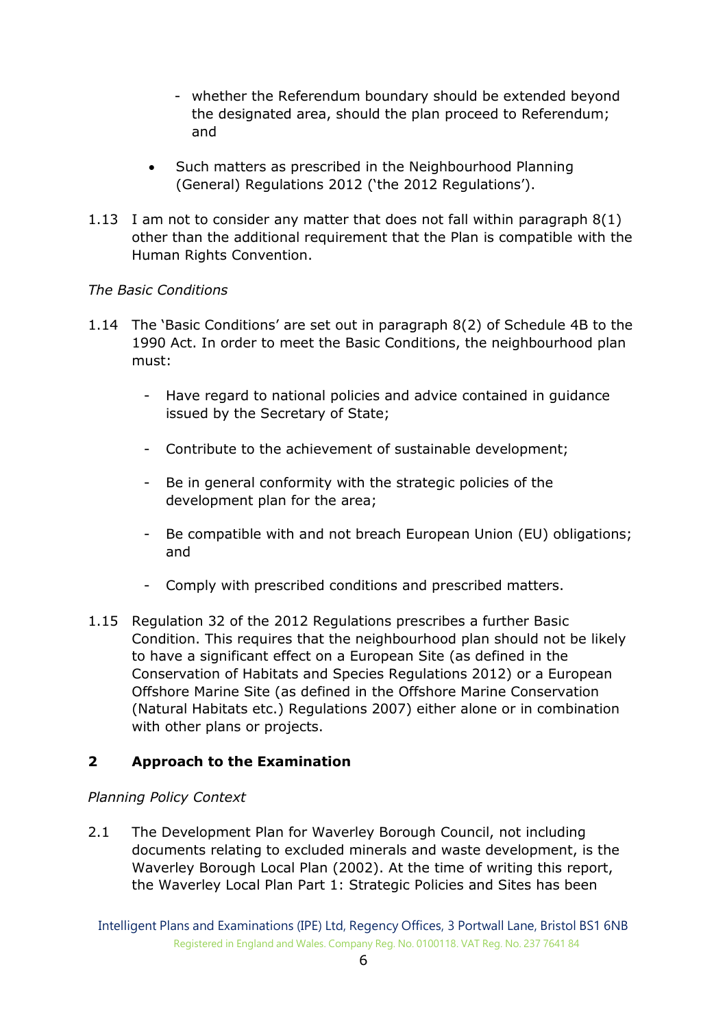- whether the Referendum boundary should be extended beyond the designated area, should the plan proceed to Referendum; and

- Such matters as prescribed in the Neighbourhood Planning (General) Regulations 2012 ('the 2012 Regulations').

1.13 I am not to consider any matter that does not fall within paragraph 8(1) other than the additional requirement that the Plan is compatible with the Human Rights Convention.

*The Basic Conditions*

1.14 The 'Basic Conditions' are set out in paragraph 8(2) of Schedule 4B to the 1990 Act. In order to meet the Basic Conditions, the neighbourhood plan must:

- Have regard to national policies and advice contained in guidance issued by the Secretary of State;
- Contribute to the achievement of sustainable development;
- Be in general conformity with the strategic policies of the development plan for the area;
- Be compatible with and not breach European Union (EU) obligations; and
- Comply with prescribed conditions and prescribed matters.

1.15 Regulation 32 of the 2012 Regulations prescribes a further Basic Condition. This requires that the neighbourhood plan should not be likely to have a significant effect on a European Site (as defined in the Conservation of Habitats and Species Regulations 2012) or a European Offshore Marine Site (as defined in the Offshore Marine Conservation (Natural Habitats etc.) Regulations 2007) either alone or in combination with other plans or projects.

## 2 Approach to the Examination

*Planning Policy Context*

2.1 The Development Plan for Waverley Borough Council, not including documents relating to excluded minerals and waste development, is the Waverley Borough Local Plan (2002). At the time of writing this report, the Waverley Local Plan Part 1: Strategic Policies and Sites has been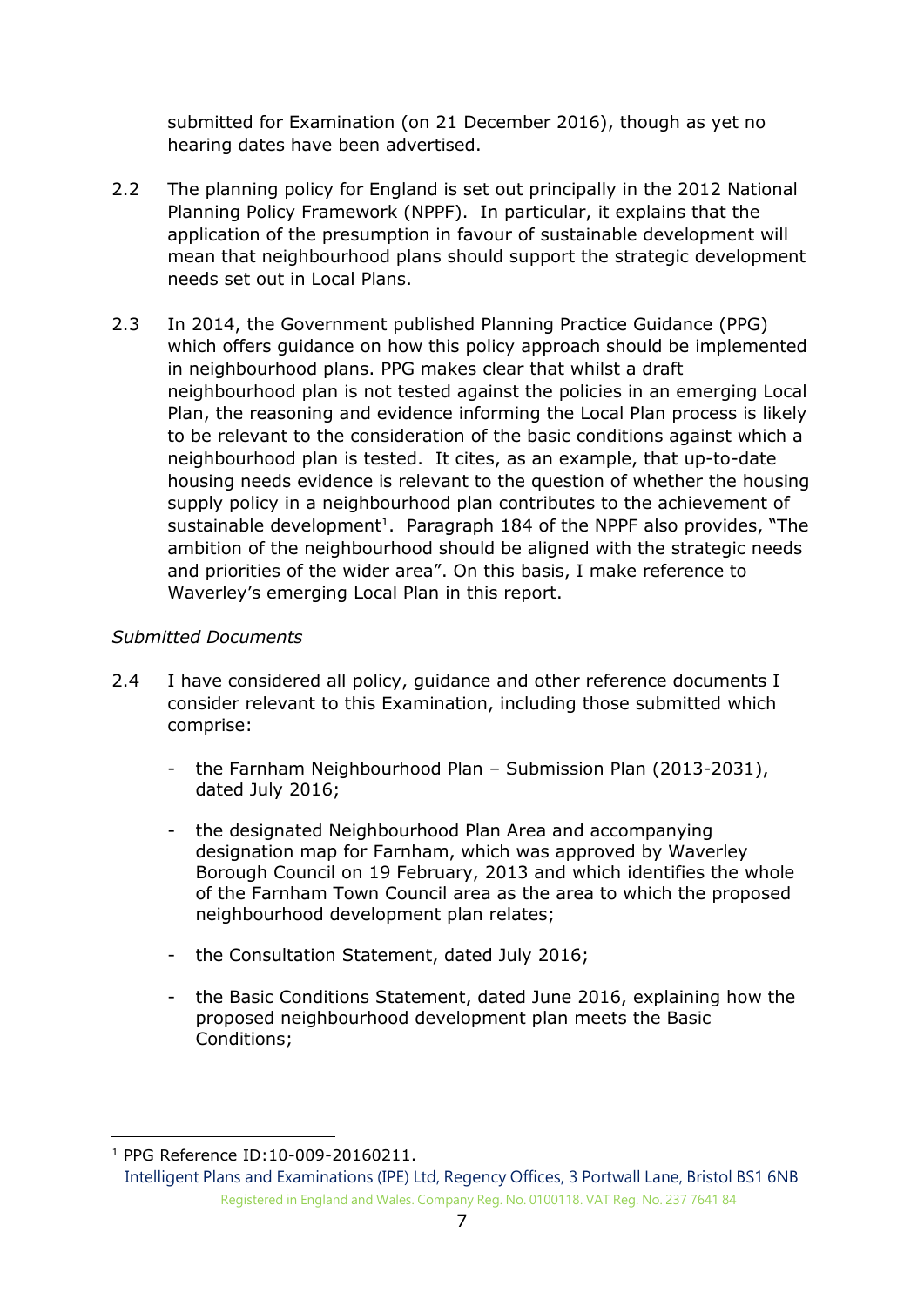submitted for Examination (on 21 December 2016), though as yet no hearing dates have been advertised.

2.2 The planning policy for England is set out principally in the 2012 National Planning Policy Framework (NPPF). In particular, it explains that the application of the presumption in favour of sustainable development will mean that neighbourhood plans should support the strategic development needs set out in Local Plans.

2.3 In 2014, the Government published Planning Practice Guidance (PPG) which offers guidance on how this policy approach should be implemented in neighbourhood plans. PPG makes clear that whilst a draft neighbourhood plan is not tested against the policies in an emerging Local Plan, the reasoning and evidence informing the Local Plan process is likely to be relevant to the consideration of the basic conditions against which a neighbourhood plan is tested. It cites, as an example, that up-to-date housing needs evidence is relevant to the question of whether the housing supply policy in a neighbourhood plan contributes to the achievement of sustainable development[1]. Paragraph 184 of the NPPF also provides, "The ambition of the neighbourhood should be aligned with the strategic needs and priorities of the wider area". On this basis, I make reference to Waverley's emerging Local Plan in this report.

*Submitted Documents*

2.4 I have considered all policy, guidance and other reference documents I consider relevant to this Examination, including those submitted which comprise:

- the Farnham Neighbourhood Plan – Submission Plan (2013-2031), dated July 2016;
- the designated Neighbourhood Plan Area and accompanying designation map for Farnham, which was approved by Waverley Borough Council on 19 February, 2013 and which identifies the whole of the Farnham Town Council area as the area to which the proposed neighbourhood development plan relates;
- the Consultation Statement, dated July 2016;
- the Basic Conditions Statement, dated June 2016, explaining how the proposed neighbourhood development plan meets the Basic Conditions;

[1] PPG Reference ID:10-009-20160211.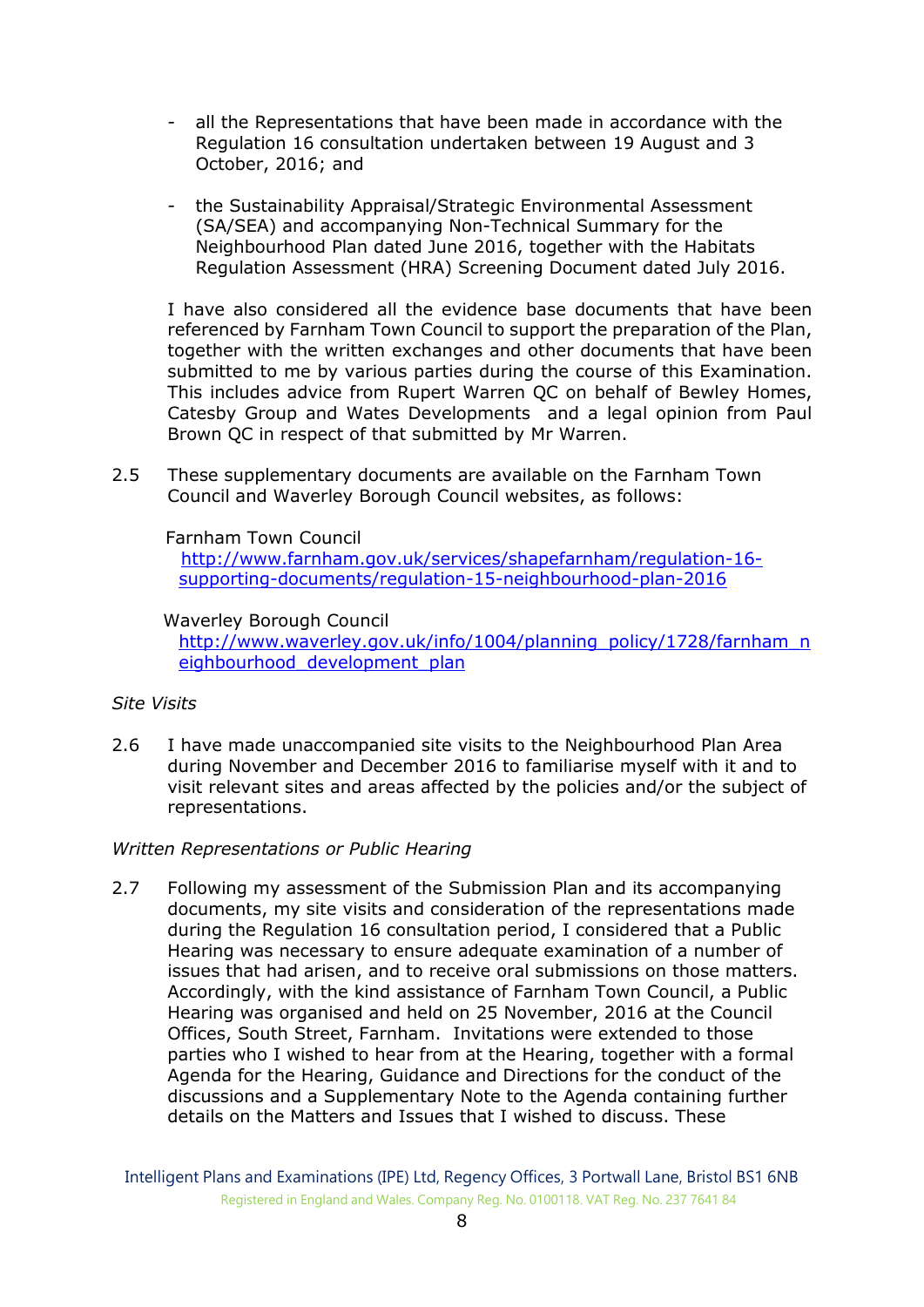- all the Representations that have been made in accordance with the Regulation 16 consultation undertaken between 19 August and 3 October, 2016; and

- the Sustainability Appraisal/Strategic Environmental Assessment (SA/SEA) and accompanying Non-Technical Summary for the Neighbourhood Plan dated June 2016, together with the Habitats Regulation Assessment (HRA) Screening Document dated July 2016.

I have also considered all the evidence base documents that have been referenced by Farnham Town Council to support the preparation of the Plan, together with the written exchanges and other documents that have been submitted to me by various parties during the course of this Examination. This includes advice from Rupert Warren QC on behalf of Bewley Homes, Catesby Group and Wates Developments and a legal opinion from Paul Brown QC in respect of that submitted by Mr Warren.

2.5 These supplementary documents are available on the Farnham Town Council and Waverley Borough Council websites, as follows:

Farnham Town Council
http://www.farnham.gov.uk/services/shapefarnham/regulation-16-supporting-documents/regulation-15-neighbourhood-plan-2016

Waverley Borough Council
http://www.waverley.gov.uk/info/1004/planning_policy/1728/farnham_neighbourhood_development_plan

*Site Visits*

2.6 I have made unaccompanied site visits to the Neighbourhood Plan Area during November and December 2016 to familiarise myself with it and to visit relevant sites and areas affected by the policies and/or the subject of representations.

*Written Representations or Public Hearing*

2.7 Following my assessment of the Submission Plan and its accompanying documents, my site visits and consideration of the representations made during the Regulation 16 consultation period, I considered that a Public Hearing was necessary to ensure adequate examination of a number of issues that had arisen, and to receive oral submissions on those matters. Accordingly, with the kind assistance of Farnham Town Council, a Public Hearing was organised and held on 25 November, 2016 at the Council Offices, South Street, Farnham. Invitations were extended to those parties who I wished to hear from at the Hearing, together with a formal Agenda for the Hearing, Guidance and Directions for the conduct of the discussions and a Supplementary Note to the Agenda containing further details on the Matters and Issues that I wished to discuss. These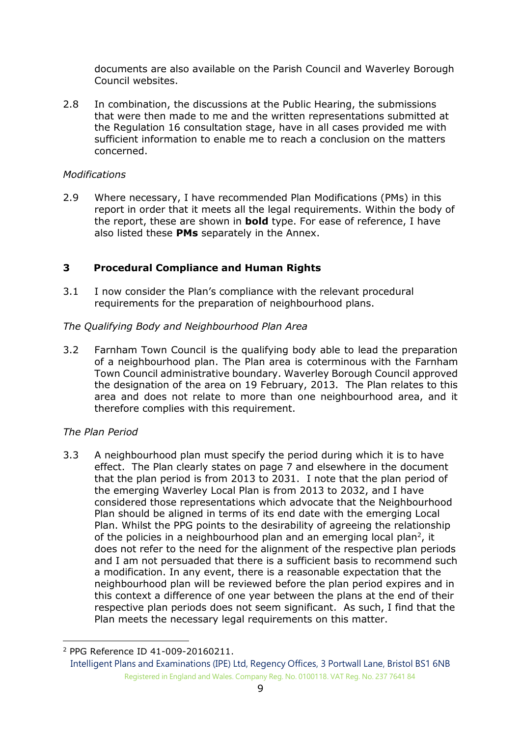documents are also available on the Parish Council and Waverley Borough Council websites.

2.8 In combination, the discussions at the Public Hearing, the submissions that were then made to me and the written representations submitted at the Regulation 16 consultation stage, have in all cases provided me with sufficient information to enable me to reach a conclusion on the matters concerned.

*Modifications*

2.9 Where necessary, I have recommended Plan Modifications (PMs) in this report in order that it meets all the legal requirements. Within the body of the report, these are shown in **bold** type. For ease of reference, I have also listed these **PMs** separately in the Annex.

## 3 Procedural Compliance and Human Rights

3.1 I now consider the Plan's compliance with the relevant procedural requirements for the preparation of neighbourhood plans.

*The Qualifying Body and Neighbourhood Plan Area*

3.2 Farnham Town Council is the qualifying body able to lead the preparation of a neighbourhood plan. The Plan area is coterminous with the Farnham Town Council administrative boundary. Waverley Borough Council approved the designation of the area on 19 February, 2013. The Plan relates to this area and does not relate to more than one neighbourhood area, and it therefore complies with this requirement.

*The Plan Period*

3.3 A neighbourhood plan must specify the period during which it is to have effect. The Plan clearly states on page 7 and elsewhere in the document that the plan period is from 2013 to 2031. I note that the plan period of the emerging Waverley Local Plan is from 2013 to 2032, and I have considered those representations which advocate that the Neighbourhood Plan should be aligned in terms of its end date with the emerging Local Plan. Whilst the PPG points to the desirability of agreeing the relationship of the policies in a neighbourhood plan and an emerging local plan[2], it does not refer to the need for the alignment of the respective plan periods and I am not persuaded that there is a sufficient basis to recommend such a modification. In any event, there is a reasonable expectation that the neighbourhood plan will be reviewed before the plan period expires and in this context a difference of one year between the plans at the end of their respective plan periods does not seem significant. As such, I find that the Plan meets the necessary legal requirements on this matter.

[2] PPG Reference ID 41-009-20160211.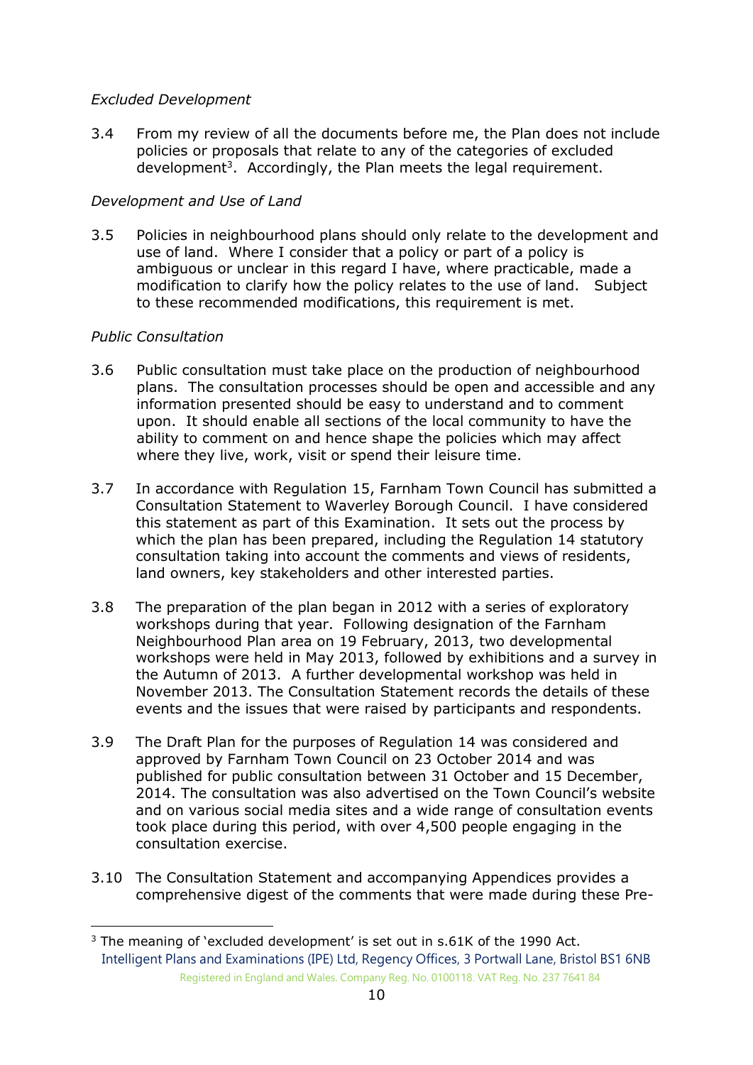*Excluded Development*

3.4 From my review of all the documents before me, the Plan does not include policies or proposals that relate to any of the categories of excluded development[3]. Accordingly, the Plan meets the legal requirement.

*Development and Use of Land*

3.5 Policies in neighbourhood plans should only relate to the development and use of land. Where I consider that a policy or part of a policy is ambiguous or unclear in this regard I have, where practicable, made a modification to clarify how the policy relates to the use of land. Subject to these recommended modifications, this requirement is met.

*Public Consultation*

3.6 Public consultation must take place on the production of neighbourhood plans. The consultation processes should be open and accessible and any information presented should be easy to understand and to comment upon. It should enable all sections of the local community to have the ability to comment on and hence shape the policies which may affect where they live, work, visit or spend their leisure time.

3.7 In accordance with Regulation 15, Farnham Town Council has submitted a Consultation Statement to Waverley Borough Council. I have considered this statement as part of this Examination. It sets out the process by which the plan has been prepared, including the Regulation 14 statutory consultation taking into account the comments and views of residents, land owners, key stakeholders and other interested parties.

3.8 The preparation of the plan began in 2012 with a series of exploratory workshops during that year. Following designation of the Farnham Neighbourhood Plan area on 19 February, 2013, two developmental workshops were held in May 2013, followed by exhibitions and a survey in the Autumn of 2013. A further developmental workshop was held in November 2013. The Consultation Statement records the details of these events and the issues that were raised by participants and respondents.

3.9 The Draft Plan for the purposes of Regulation 14 was considered and approved by Farnham Town Council on 23 October 2014 and was published for public consultation between 31 October and 15 December, 2014. The consultation was also advertised on the Town Council's website and on various social media sites and a wide range of consultation events took place during this period, with over 4,500 people engaging in the consultation exercise.

3.10 The Consultation Statement and accompanying Appendices provides a comprehensive digest of the comments that were made during these Pre-

[3] The meaning of 'excluded development' is set out in s.61K of the 1990 Act.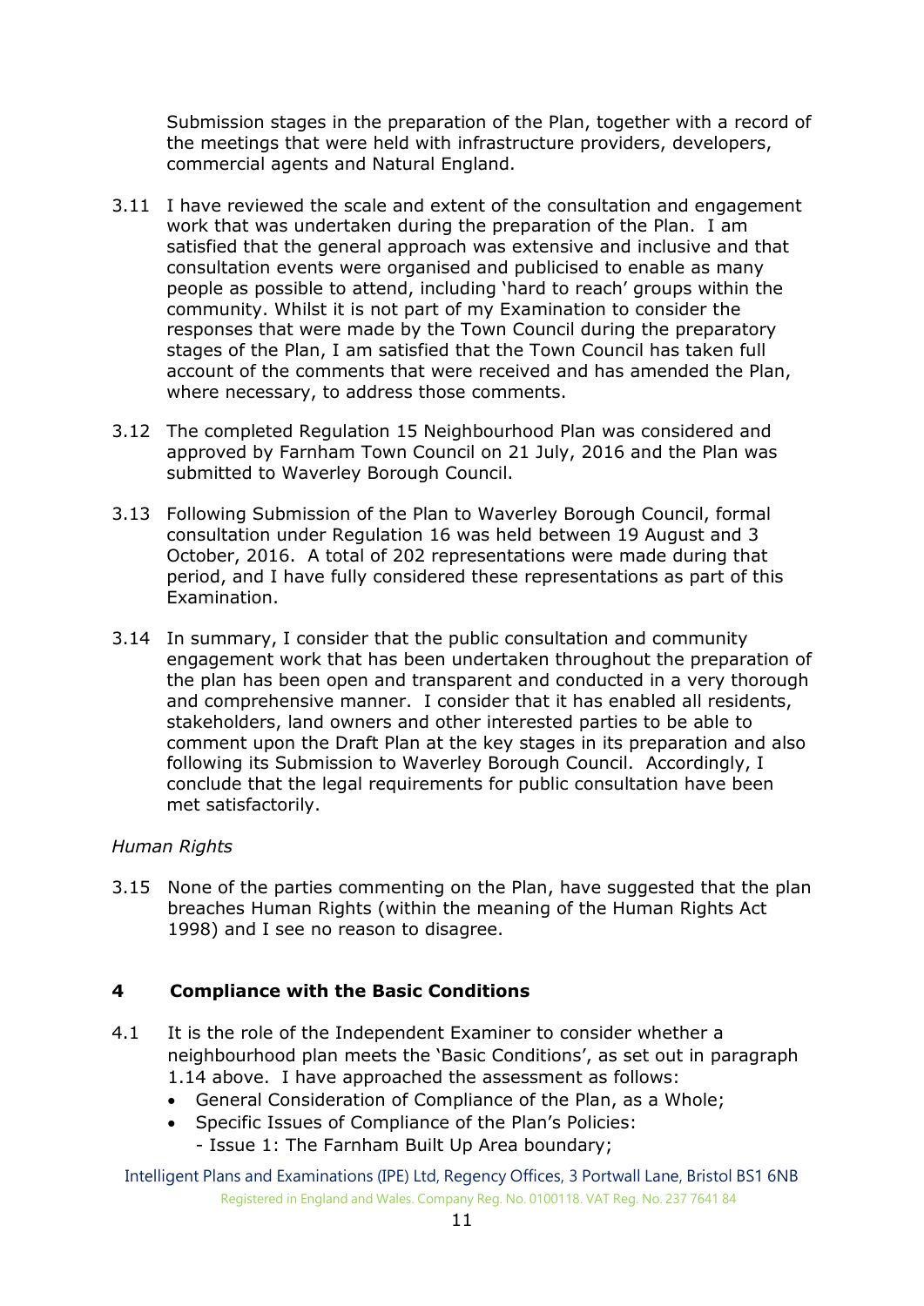Submission stages in the preparation of the Plan, together with a record of the meetings that were held with infrastructure providers, developers, commercial agents and Natural England.

3.11 I have reviewed the scale and extent of the consultation and engagement work that was undertaken during the preparation of the Plan. I am satisfied that the general approach was extensive and inclusive and that consultation events were organised and publicised to enable as many people as possible to attend, including 'hard to reach' groups within the community. Whilst it is not part of my Examination to consider the responses that were made by the Town Council during the preparatory stages of the Plan, I am satisfied that the Town Council has taken full account of the comments that were received and has amended the Plan, where necessary, to address those comments.

3.12 The completed Regulation 15 Neighbourhood Plan was considered and approved by Farnham Town Council on 21 July, 2016 and the Plan was submitted to Waverley Borough Council.

3.13 Following Submission of the Plan to Waverley Borough Council, formal consultation under Regulation 16 was held between 19 August and 3 October, 2016. A total of 202 representations were made during that period, and I have fully considered these representations as part of this Examination.

3.14 In summary, I consider that the public consultation and community engagement work that has been undertaken throughout the preparation of the plan has been open and transparent and conducted in a very thorough and comprehensive manner. I consider that it has enabled all residents, stakeholders, land owners and other interested parties to be able to comment upon the Draft Plan at the key stages in its preparation and also following its Submission to Waverley Borough Council. Accordingly, I conclude that the legal requirements for public consultation have been met satisfactorily.

*Human Rights*

3.15 None of the parties commenting on the Plan, have suggested that the plan breaches Human Rights (within the meaning of the Human Rights Act 1998) and I see no reason to disagree.

## 4 Compliance with the Basic Conditions

4.1 It is the role of the Independent Examiner to consider whether a neighbourhood plan meets the 'Basic Conditions', as set out in paragraph 1.14 above. I have approached the assessment as follows:

- General Consideration of Compliance of the Plan, as a Whole;
- Specific Issues of Compliance of the Plan's Policies:
  - Issue 1: The Farnham Built Up Area boundary;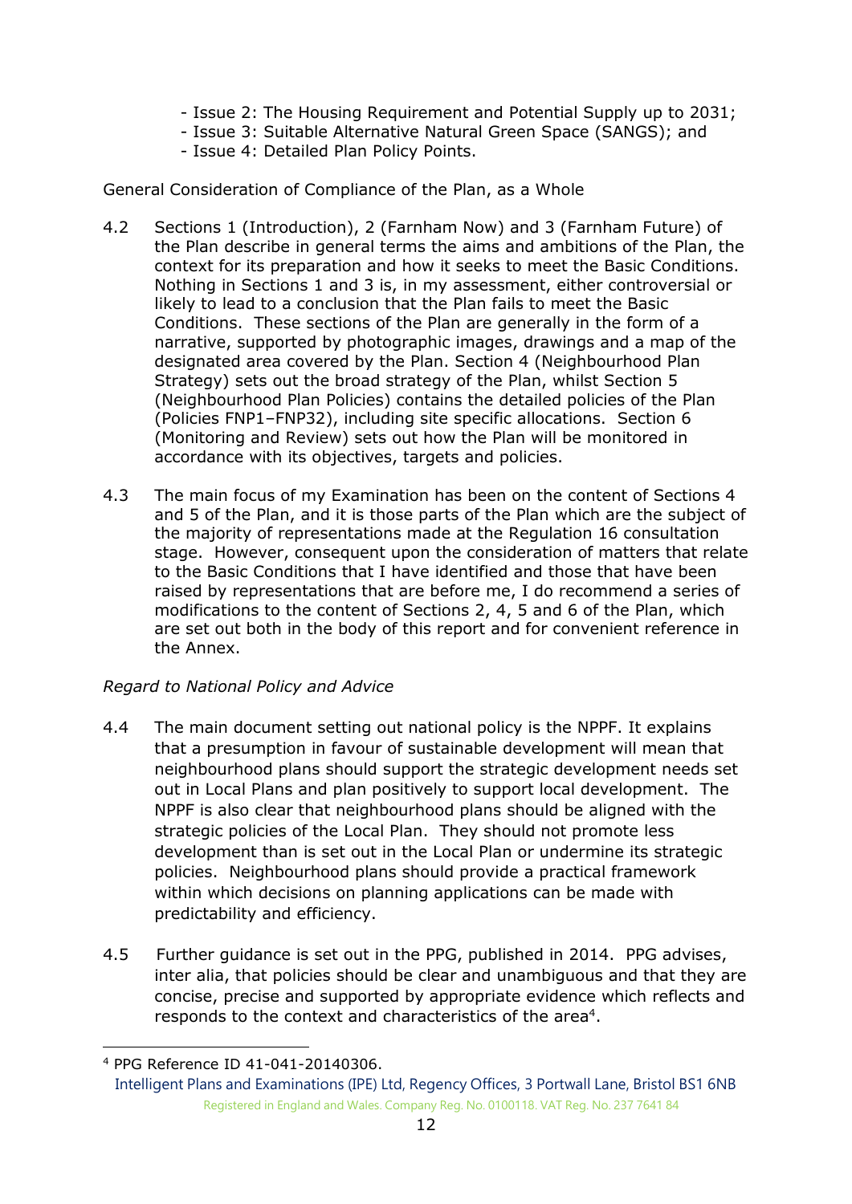- Issue 2: The Housing Requirement and Potential Supply up to 2031;
- Issue 3: Suitable Alternative Natural Green Space (SANGS); and
- Issue 4: Detailed Plan Policy Points.

General Consideration of Compliance of the Plan, as a Whole

4.2 Sections 1 (Introduction), 2 (Farnham Now) and 3 (Farnham Future) of the Plan describe in general terms the aims and ambitions of the Plan, the context for its preparation and how it seeks to meet the Basic Conditions. Nothing in Sections 1 and 3 is, in my assessment, either controversial or likely to lead to a conclusion that the Plan fails to meet the Basic Conditions. These sections of the Plan are generally in the form of a narrative, supported by photographic images, drawings and a map of the designated area covered by the Plan. Section 4 (Neighbourhood Plan Strategy) sets out the broad strategy of the Plan, whilst Section 5 (Neighbourhood Plan Policies) contains the detailed policies of the Plan (Policies FNP1–FNP32), including site specific allocations. Section 6 (Monitoring and Review) sets out how the Plan will be monitored in accordance with its objectives, targets and policies.

4.3 The main focus of my Examination has been on the content of Sections 4 and 5 of the Plan, and it is those parts of the Plan which are the subject of the majority of representations made at the Regulation 16 consultation stage. However, consequent upon the consideration of matters that relate to the Basic Conditions that I have identified and those that have been raised by representations that are before me, I do recommend a series of modifications to the content of Sections 2, 4, 5 and 6 of the Plan, which are set out both in the body of this report and for convenient reference in the Annex.

*Regard to National Policy and Advice*

4.4 The main document setting out national policy is the NPPF. It explains that a presumption in favour of sustainable development will mean that neighbourhood plans should support the strategic development needs set out in Local Plans and plan positively to support local development. The NPPF is also clear that neighbourhood plans should be aligned with the strategic policies of the Local Plan. They should not promote less development than is set out in the Local Plan or undermine its strategic policies. Neighbourhood plans should provide a practical framework within which decisions on planning applications can be made with predictability and efficiency.

4.5 Further guidance is set out in the PPG, published in 2014. PPG advises, inter alia, that policies should be clear and unambiguous and that they are concise, precise and supported by appropriate evidence which reflects and responds to the context and characteristics of the area[4].

[4] PPG Reference ID 41-041-20140306.

Intelligent Plans and Examinations (IPE) Ltd, Regency Offices, 3 Portwall Lane, Bristol BS1 6NB
Registered in England and Wales. Company Reg. No. 0100118. VAT Reg. No. 237 7641 84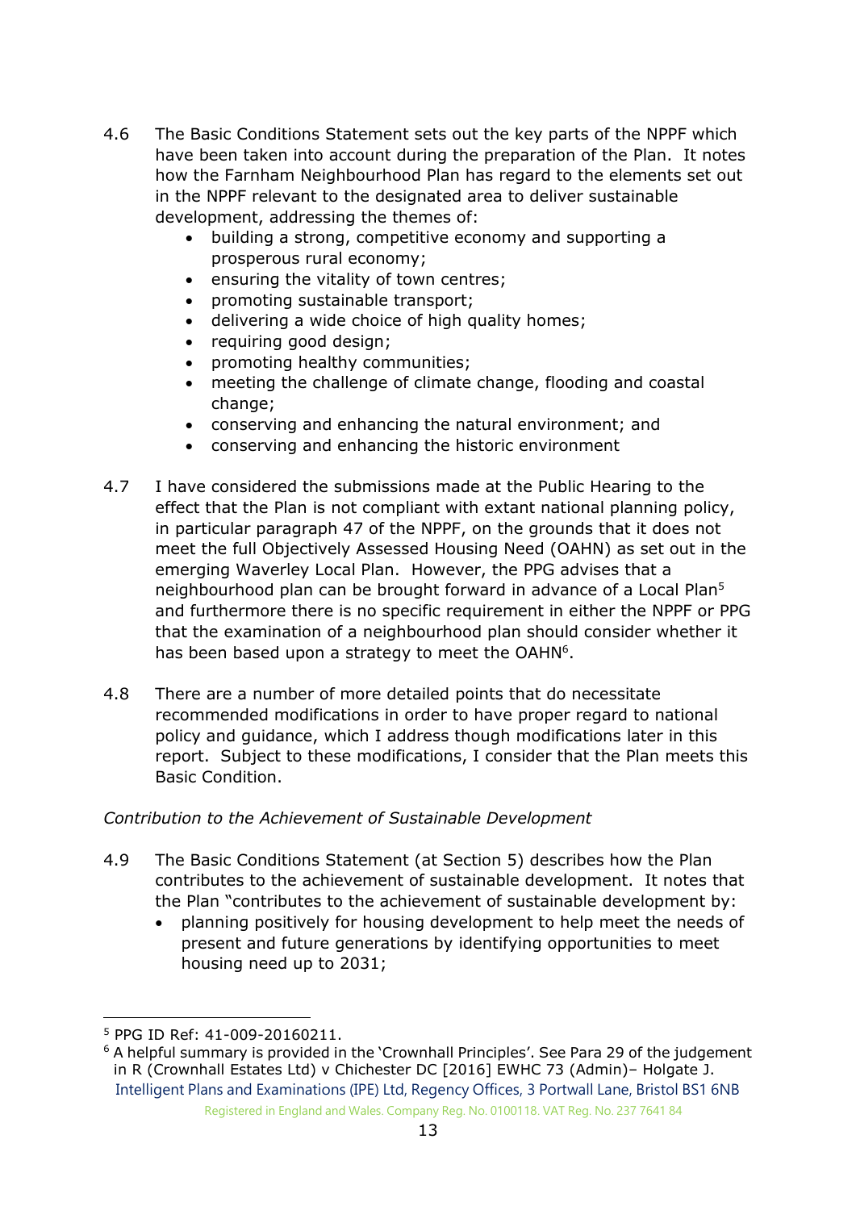4.6 The Basic Conditions Statement sets out the key parts of the NPPF which have been taken into account during the preparation of the Plan. It notes how the Farnham Neighbourhood Plan has regard to the elements set out in the NPPF relevant to the designated area to deliver sustainable development, addressing the themes of:

- building a strong, competitive economy and supporting a prosperous rural economy;
- ensuring the vitality of town centres;
- promoting sustainable transport;
- delivering a wide choice of high quality homes;
- requiring good design;
- promoting healthy communities;
- meeting the challenge of climate change, flooding and coastal change;
- conserving and enhancing the natural environment; and
- conserving and enhancing the historic environment

4.7 I have considered the submissions made at the Public Hearing to the effect that the Plan is not compliant with extant national planning policy, in particular paragraph 47 of the NPPF, on the grounds that it does not meet the full Objectively Assessed Housing Need (OAHN) as set out in the emerging Waverley Local Plan. However, the PPG advises that a neighbourhood plan can be brought forward in advance of a Local Plan[5] and furthermore there is no specific requirement in either the NPPF or PPG that the examination of a neighbourhood plan should consider whether it has been based upon a strategy to meet the OAHN[6].

4.8 There are a number of more detailed points that do necessitate recommended modifications in order to have proper regard to national policy and guidance, which I address though modifications later in this report. Subject to these modifications, I consider that the Plan meets this Basic Condition.

*Contribution to the Achievement of Sustainable Development*

4.9 The Basic Conditions Statement (at Section 5) describes how the Plan contributes to the achievement of sustainable development. It notes that the Plan "contributes to the achievement of sustainable development by:

- planning positively for housing development to help meet the needs of present and future generations by identifying opportunities to meet housing need up to 2031;

---

[5] PPG ID Ref: 41-009-20160211.

[6] A helpful summary is provided in the 'Crownhall Principles'. See Para 29 of the judgement in R (Crownhall Estates Ltd) v Chichester DC [2016] EWHC 73 (Admin)– Holgate J.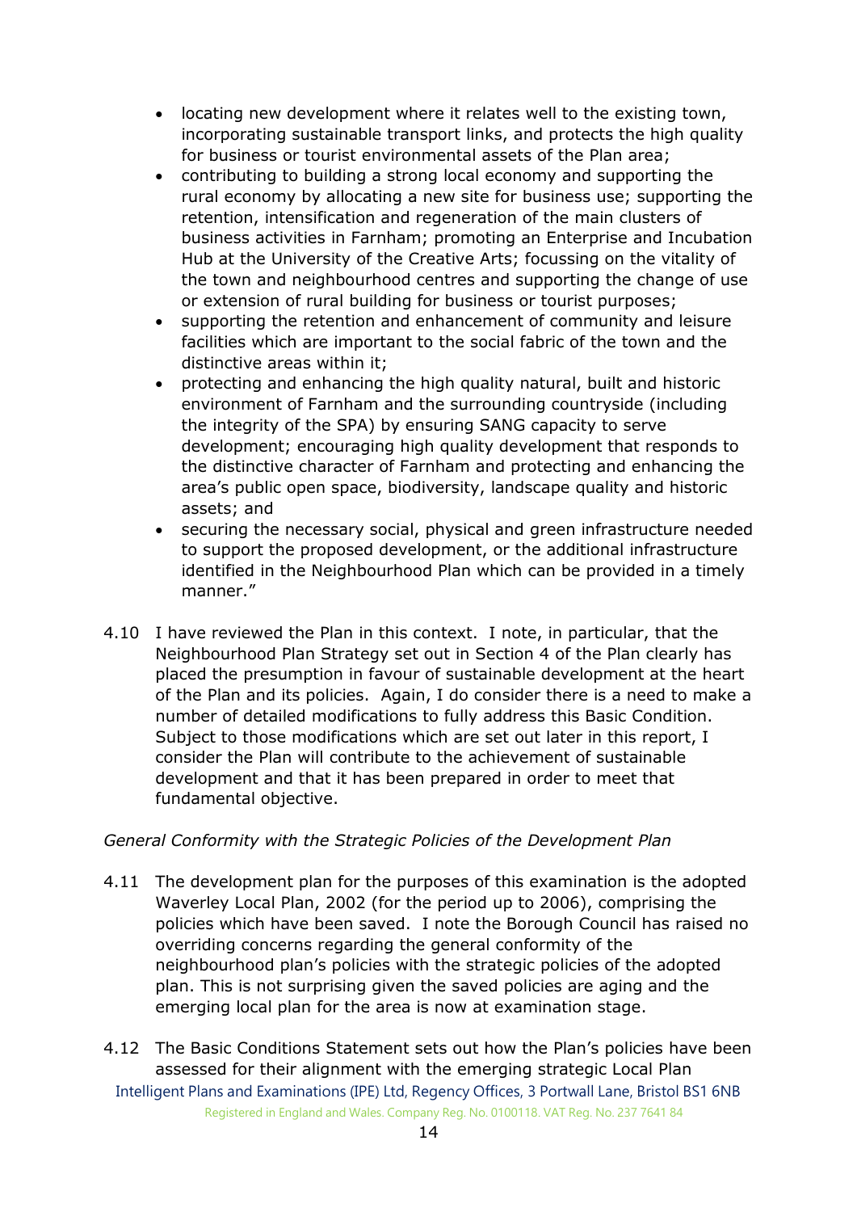- locating new development where it relates well to the existing town, incorporating sustainable transport links, and protects the high quality for business or tourist environmental assets of the Plan area;
- contributing to building a strong local economy and supporting the rural economy by allocating a new site for business use; supporting the retention, intensification and regeneration of the main clusters of business activities in Farnham; promoting an Enterprise and Incubation Hub at the University of the Creative Arts; focussing on the vitality of the town and neighbourhood centres and supporting the change of use or extension of rural building for business or tourist purposes;
- supporting the retention and enhancement of community and leisure facilities which are important to the social fabric of the town and the distinctive areas within it;
- protecting and enhancing the high quality natural, built and historic environment of Farnham and the surrounding countryside (including the integrity of the SPA) by ensuring SANG capacity to serve development; encouraging high quality development that responds to the distinctive character of Farnham and protecting and enhancing the area's public open space, biodiversity, landscape quality and historic assets; and
- securing the necessary social, physical and green infrastructure needed to support the proposed development, or the additional infrastructure identified in the Neighbourhood Plan which can be provided in a timely manner."

4.10 I have reviewed the Plan in this context. I note, in particular, that the Neighbourhood Plan Strategy set out in Section 4 of the Plan clearly has placed the presumption in favour of sustainable development at the heart of the Plan and its policies. Again, I do consider there is a need to make a number of detailed modifications to fully address this Basic Condition. Subject to those modifications which are set out later in this report, I consider the Plan will contribute to the achievement of sustainable development and that it has been prepared in order to meet that fundamental objective.

*General Conformity with the Strategic Policies of the Development Plan*

4.11 The development plan for the purposes of this examination is the adopted Waverley Local Plan, 2002 (for the period up to 2006), comprising the policies which have been saved. I note the Borough Council has raised no overriding concerns regarding the general conformity of the neighbourhood plan's policies with the strategic policies of the adopted plan. This is not surprising given the saved policies are aging and the emerging local plan for the area is now at examination stage.

4.12 The Basic Conditions Statement sets out how the Plan's policies have been assessed for their alignment with the emerging strategic Local Plan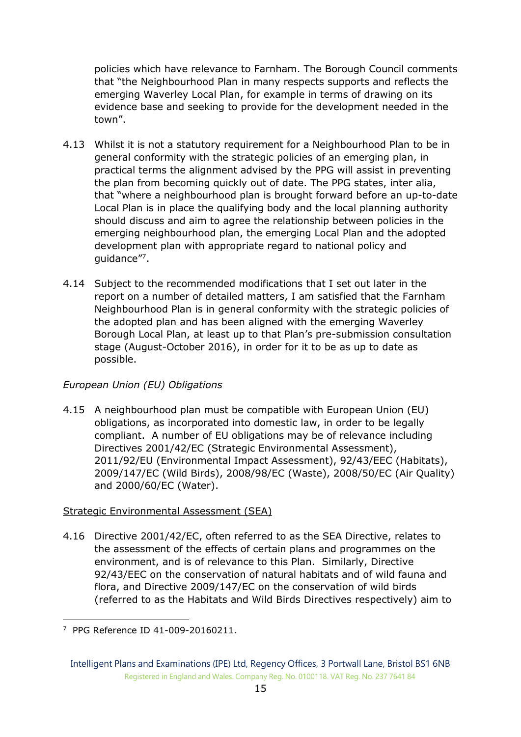policies which have relevance to Farnham. The Borough Council comments that "the Neighbourhood Plan in many respects supports and reflects the emerging Waverley Local Plan, for example in terms of drawing on its evidence base and seeking to provide for the development needed in the town".

4.13 Whilst it is not a statutory requirement for a Neighbourhood Plan to be in general conformity with the strategic policies of an emerging plan, in practical terms the alignment advised by the PPG will assist in preventing the plan from becoming quickly out of date. The PPG states, inter alia, that "where a neighbourhood plan is brought forward before an up-to-date Local Plan is in place the qualifying body and the local planning authority should discuss and aim to agree the relationship between policies in the emerging neighbourhood plan, the emerging Local Plan and the adopted development plan with appropriate regard to national policy and guidance"[7].

4.14 Subject to the recommended modifications that I set out later in the report on a number of detailed matters, I am satisfied that the Farnham Neighbourhood Plan is in general conformity with the strategic policies of the adopted plan and has been aligned with the emerging Waverley Borough Local Plan, at least up to that Plan's pre-submission consultation stage (August-October 2016), in order for it to be as up to date as possible.

*European Union (EU) Obligations*

4.15 A neighbourhood plan must be compatible with European Union (EU) obligations, as incorporated into domestic law, in order to be legally compliant. A number of EU obligations may be of relevance including Directives 2001/42/EC (Strategic Environmental Assessment), 2011/92/EU (Environmental Impact Assessment), 92/43/EEC (Habitats), 2009/147/EC (Wild Birds), 2008/98/EC (Waste), 2008/50/EC (Air Quality) and 2000/60/EC (Water).

<u>Strategic Environmental Assessment (SEA)</u>

4.16 Directive 2001/42/EC, often referred to as the SEA Directive, relates to the assessment of the effects of certain plans and programmes on the environment, and is of relevance to this Plan. Similarly, Directive 92/43/EEC on the conservation of natural habitats and of wild fauna and flora, and Directive 2009/147/EC on the conservation of wild birds (referred to as the Habitats and Wild Birds Directives respectively) aim to

[7] PPG Reference ID 41-009-20160211.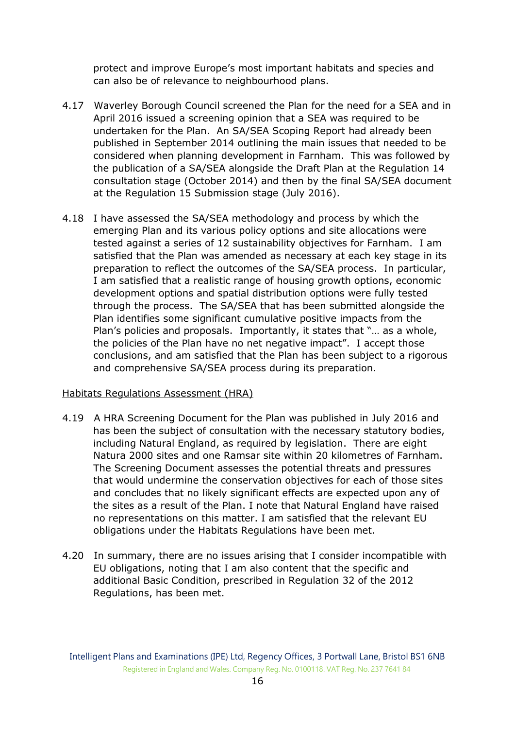protect and improve Europe's most important habitats and species and can also be of relevance to neighbourhood plans.

4.17 Waverley Borough Council screened the Plan for the need for a SEA and in April 2016 issued a screening opinion that a SEA was required to be undertaken for the Plan. An SA/SEA Scoping Report had already been published in September 2014 outlining the main issues that needed to be considered when planning development in Farnham. This was followed by the publication of a SA/SEA alongside the Draft Plan at the Regulation 14 consultation stage (October 2014) and then by the final SA/SEA document at the Regulation 15 Submission stage (July 2016).

4.18 I have assessed the SA/SEA methodology and process by which the emerging Plan and its various policy options and site allocations were tested against a series of 12 sustainability objectives for Farnham. I am satisfied that the Plan was amended as necessary at each key stage in its preparation to reflect the outcomes of the SA/SEA process. In particular, I am satisfied that a realistic range of housing growth options, economic development options and spatial distribution options were fully tested through the process. The SA/SEA that has been submitted alongside the Plan identifies some significant cumulative positive impacts from the Plan's policies and proposals. Importantly, it states that "… as a whole, the policies of the Plan have no net negative impact". I accept those conclusions, and am satisfied that the Plan has been subject to a rigorous and comprehensive SA/SEA process during its preparation.

<u>Habitats Regulations Assessment (HRA)</u>

4.19 A HRA Screening Document for the Plan was published in July 2016 and has been the subject of consultation with the necessary statutory bodies, including Natural England, as required by legislation. There are eight Natura 2000 sites and one Ramsar site within 20 kilometres of Farnham. The Screening Document assesses the potential threats and pressures that would undermine the conservation objectives for each of those sites and concludes that no likely significant effects are expected upon any of the sites as a result of the Plan. I note that Natural England have raised no representations on this matter. I am satisfied that the relevant EU obligations under the Habitats Regulations have been met.

4.20 In summary, there are no issues arising that I consider incompatible with EU obligations, noting that I am also content that the specific and additional Basic Condition, prescribed in Regulation 32 of the 2012 Regulations, has been met.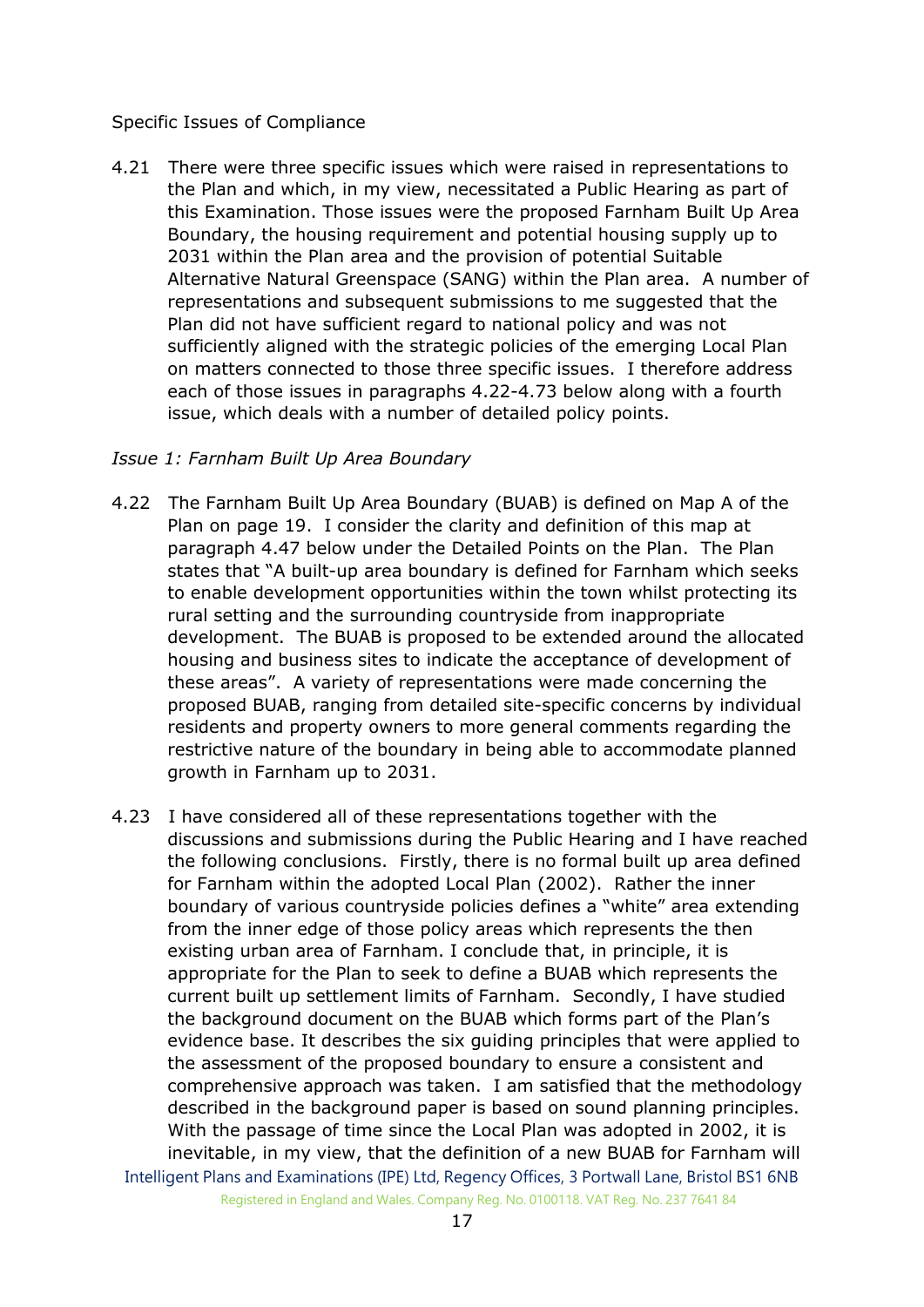Specific Issues of Compliance

4.21 There were three specific issues which were raised in representations to the Plan and which, in my view, necessitated a Public Hearing as part of this Examination. Those issues were the proposed Farnham Built Up Area Boundary, the housing requirement and potential housing supply up to 2031 within the Plan area and the provision of potential Suitable Alternative Natural Greenspace (SANG) within the Plan area. A number of representations and subsequent submissions to me suggested that the Plan did not have sufficient regard to national policy and was not sufficiently aligned with the strategic policies of the emerging Local Plan on matters connected to those three specific issues. I therefore address each of those issues in paragraphs 4.22-4.73 below along with a fourth issue, which deals with a number of detailed policy points.

*Issue 1: Farnham Built Up Area Boundary*

4.22 The Farnham Built Up Area Boundary (BUAB) is defined on Map A of the Plan on page 19. I consider the clarity and definition of this map at paragraph 4.47 below under the Detailed Points on the Plan. The Plan states that "A built-up area boundary is defined for Farnham which seeks to enable development opportunities within the town whilst protecting its rural setting and the surrounding countryside from inappropriate development. The BUAB is proposed to be extended around the allocated housing and business sites to indicate the acceptance of development of these areas". A variety of representations were made concerning the proposed BUAB, ranging from detailed site-specific concerns by individual residents and property owners to more general comments regarding the restrictive nature of the boundary in being able to accommodate planned growth in Farnham up to 2031.

4.23 I have considered all of these representations together with the discussions and submissions during the Public Hearing and I have reached the following conclusions. Firstly, there is no formal built up area defined for Farnham within the adopted Local Plan (2002). Rather the inner boundary of various countryside policies defines a "white" area extending from the inner edge of those policy areas which represents the then existing urban area of Farnham. I conclude that, in principle, it is appropriate for the Plan to seek to define a BUAB which represents the current built up settlement limits of Farnham. Secondly, I have studied the background document on the BUAB which forms part of the Plan's evidence base. It describes the six guiding principles that were applied to the assessment of the proposed boundary to ensure a consistent and comprehensive approach was taken. I am satisfied that the methodology described in the background paper is based on sound planning principles. With the passage of time since the Local Plan was adopted in 2002, it is inevitable, in my view, that the definition of a new BUAB for Farnham will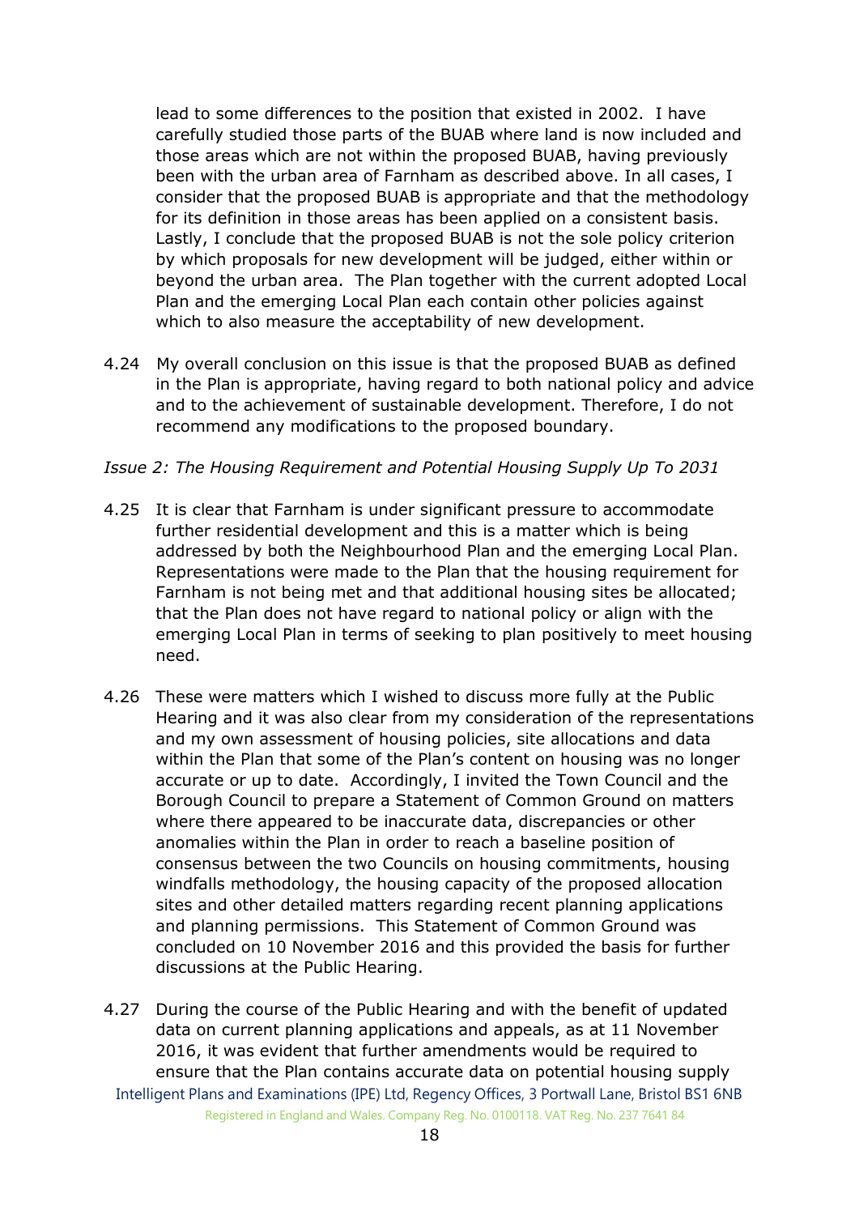lead to some differences to the position that existed in 2002. I have carefully studied those parts of the BUAB where land is now included and those areas which are not within the proposed BUAB, having previously been with the urban area of Farnham as described above. In all cases, I consider that the proposed BUAB is appropriate and that the methodology for its definition in those areas has been applied on a consistent basis. Lastly, I conclude that the proposed BUAB is not the sole policy criterion by which proposals for new development will be judged, either within or beyond the urban area. The Plan together with the current adopted Local Plan and the emerging Local Plan each contain other policies against which to also measure the acceptability of new development.

4.24 My overall conclusion on this issue is that the proposed BUAB as defined in the Plan is appropriate, having regard to both national policy and advice and to the achievement of sustainable development. Therefore, I do not recommend any modifications to the proposed boundary.

*Issue 2: The Housing Requirement and Potential Housing Supply Up To 2031*

4.25 It is clear that Farnham is under significant pressure to accommodate further residential development and this is a matter which is being addressed by both the Neighbourhood Plan and the emerging Local Plan. Representations were made to the Plan that the housing requirement for Farnham is not being met and that additional housing sites be allocated; that the Plan does not have regard to national policy or align with the emerging Local Plan in terms of seeking to plan positively to meet housing need.

4.26 These were matters which I wished to discuss more fully at the Public Hearing and it was also clear from my consideration of the representations and my own assessment of housing policies, site allocations and data within the Plan that some of the Plan's content on housing was no longer accurate or up to date. Accordingly, I invited the Town Council and the Borough Council to prepare a Statement of Common Ground on matters where there appeared to be inaccurate data, discrepancies or other anomalies within the Plan in order to reach a baseline position of consensus between the two Councils on housing commitments, housing windfalls methodology, the housing capacity of the proposed allocation sites and other detailed matters regarding recent planning applications and planning permissions. This Statement of Common Ground was concluded on 10 November 2016 and this provided the basis for further discussions at the Public Hearing.

4.27 During the course of the Public Hearing and with the benefit of updated data on current planning applications and appeals, as at 11 November 2016, it was evident that further amendments would be required to ensure that the Plan contains accurate data on potential housing supply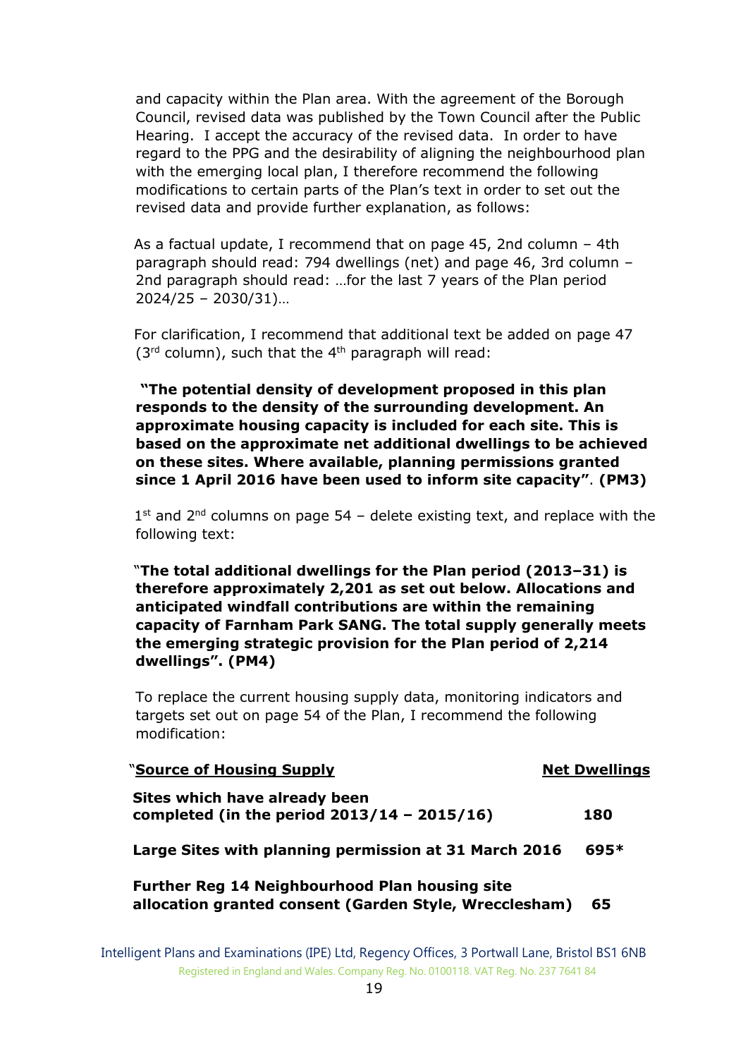and capacity within the Plan area. With the agreement of the Borough Council, revised data was published by the Town Council after the Public Hearing. I accept the accuracy of the revised data. In order to have regard to the PPG and the desirability of aligning the neighbourhood plan with the emerging local plan, I therefore recommend the following modifications to certain parts of the Plan's text in order to set out the revised data and provide further explanation, as follows:

As a factual update, I recommend that on page 45, 2nd column – 4th paragraph should read: 794 dwellings (net) and page 46, 3rd column – 2nd paragraph should read: …for the last 7 years of the Plan period 2024/25 – 2030/31)…

For clarification, I recommend that additional text be added on page 47 (3rd column), such that the 4th paragraph will read:

**"The potential density of development proposed in this plan responds to the density of the surrounding development. An approximate housing capacity is included for each site. This is based on the approximate net additional dwellings to be achieved on these sites. Where available, planning permissions granted since 1 April 2016 have been used to inform site capacity"**. **(PM3)**

1st and 2nd columns on page 54 – delete existing text, and replace with the following text:

**"The total additional dwellings for the Plan period (2013–31) is therefore approximately 2,201 as set out below. Allocations and anticipated windfall contributions are within the remaining capacity of Farnham Park SANG. The total supply generally meets the emerging strategic provision for the Plan period of 2,214 dwellings". (PM4)**

To replace the current housing supply data, monitoring indicators and targets set out on page 54 of the Plan, I recommend the following modification:

| "**Source of Housing Supply** | **Net Dwellings** |
|---|---|
| **Sites which have already been completed (in the period 2013/14 – 2015/16)** | **180** |
| **Large Sites with planning permission at 31 March 2016** | **695*** |
| **Further Reg 14 Neighbourhood Plan housing site allocation granted consent (Garden Style, Wrecclesham)** | **65** |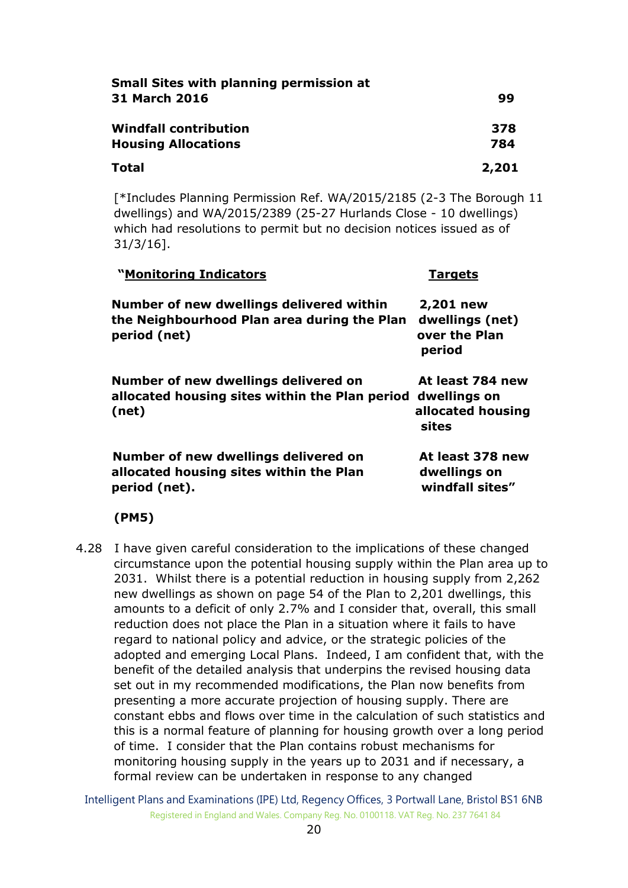| | |
|---|---|
| **Small Sites with planning permission at 31 March 2016** | **99** |
| **Windfall contribution** | **378** |
| **Housing Allocations** | **784** |
| **Total** | **2,201** |

[*Includes Planning Permission Ref. WA/2015/2185 (2-3 The Borough 11 dwellings) and WA/2015/2389 (25-27 Hurlands Close - 10 dwellings) which had resolutions to permit but no decision notices issued as of 31/3/16].

| **"Monitoring Indicators** | **Targets** |
|---|---|
| **Number of new dwellings delivered within the Neighbourhood Plan area during the Plan period (net)** | **2,201 new dwellings (net) over the Plan period** |
| **Number of new dwellings delivered on allocated housing sites within the Plan period (net)** | **At least 784 new dwellings on allocated housing sites** |
| **Number of new dwellings delivered on allocated housing sites within the Plan period (net).** | **At least 378 new dwellings on windfall sites"** |

**(PM5)**

4.28 I have given careful consideration to the implications of these changed circumstance upon the potential housing supply within the Plan area up to 2031. Whilst there is a potential reduction in housing supply from 2,262 new dwellings as shown on page 54 of the Plan to 2,201 dwellings, this amounts to a deficit of only 2.7% and I consider that, overall, this small reduction does not place the Plan in a situation where it fails to have regard to national policy and advice, or the strategic policies of the adopted and emerging Local Plans. Indeed, I am confident that, with the benefit of the detailed analysis that underpins the revised housing data set out in my recommended modifications, the Plan now benefits from presenting a more accurate projection of housing supply. There are constant ebbs and flows over time in the calculation of such statistics and this is a normal feature of planning for housing growth over a long period of time. I consider that the Plan contains robust mechanisms for monitoring housing supply in the years up to 2031 and if necessary, a formal review can be undertaken in response to any changed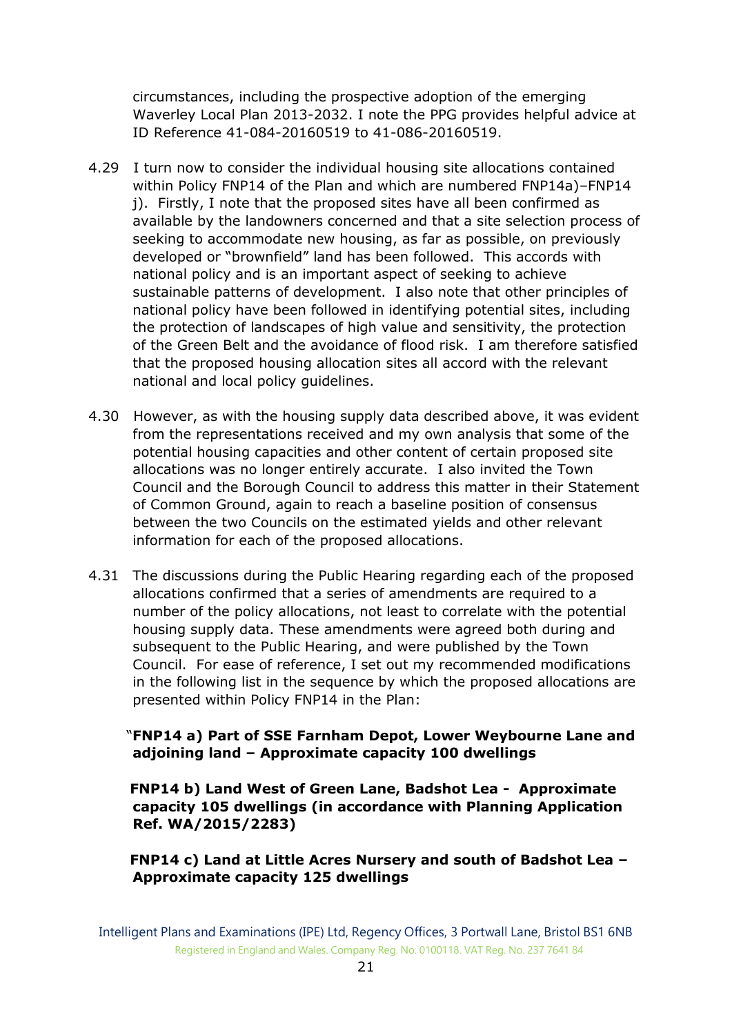circumstances, including the prospective adoption of the emerging Waverley Local Plan 2013-2032. I note the PPG provides helpful advice at ID Reference 41-084-20160519 to 41-086-20160519.

4.29 I turn now to consider the individual housing site allocations contained within Policy FNP14 of the Plan and which are numbered FNP14a)–FNP14 j). Firstly, I note that the proposed sites have all been confirmed as available by the landowners concerned and that a site selection process of seeking to accommodate new housing, as far as possible, on previously developed or "brownfield" land has been followed. This accords with national policy and is an important aspect of seeking to achieve sustainable patterns of development. I also note that other principles of national policy have been followed in identifying potential sites, including the protection of landscapes of high value and sensitivity, the protection of the Green Belt and the avoidance of flood risk. I am therefore satisfied that the proposed housing allocation sites all accord with the relevant national and local policy guidelines.

4.30 However, as with the housing supply data described above, it was evident from the representations received and my own analysis that some of the potential housing capacities and other content of certain proposed site allocations was no longer entirely accurate. I also invited the Town Council and the Borough Council to address this matter in their Statement of Common Ground, again to reach a baseline position of consensus between the two Councils on the estimated yields and other relevant information for each of the proposed allocations.

4.31 The discussions during the Public Hearing regarding each of the proposed allocations confirmed that a series of amendments are required to a number of the policy allocations, not least to correlate with the potential housing supply data. These amendments were agreed both during and subsequent to the Public Hearing, and were published by the Town Council. For ease of reference, I set out my recommended modifications in the following list in the sequence by which the proposed allocations are presented within Policy FNP14 in the Plan:

"**FNP14 a) Part of SSE Farnham Depot, Lower Weybourne Lane and adjoining land – Approximate capacity 100 dwellings**

**FNP14 b) Land West of Green Lane, Badshot Lea - Approximate capacity 105 dwellings (in accordance with Planning Application Ref. WA/2015/2283)**

**FNP14 c) Land at Little Acres Nursery and south of Badshot Lea – Approximate capacity 125 dwellings**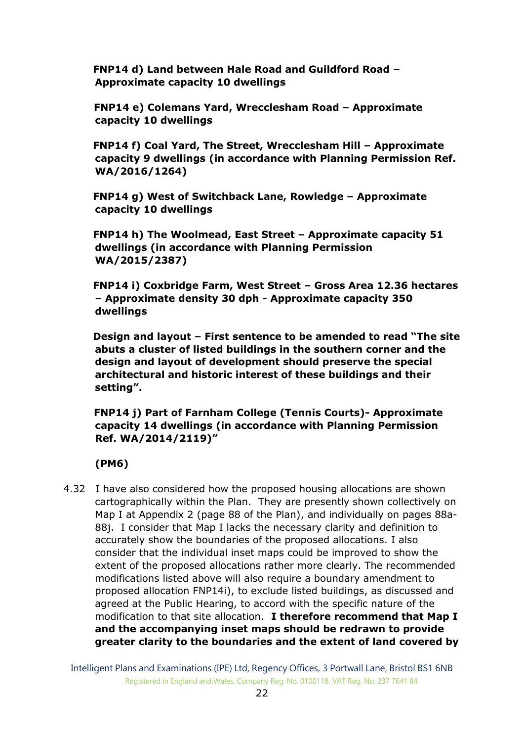**FNP14 d) Land between Hale Road and Guildford Road – Approximate capacity 10 dwellings**

**FNP14 e) Colemans Yard, Wrecclesham Road – Approximate capacity 10 dwellings**

**FNP14 f) Coal Yard, The Street, Wrecclesham Hill – Approximate capacity 9 dwellings (in accordance with Planning Permission Ref. WA/2016/1264)**

**FNP14 g) West of Switchback Lane, Rowledge – Approximate capacity 10 dwellings**

**FNP14 h) The Woolmead, East Street – Approximate capacity 51 dwellings (in accordance with Planning Permission WA/2015/2387)**

**FNP14 i) Coxbridge Farm, West Street – Gross Area 12.36 hectares – Approximate density 30 dph - Approximate capacity 350 dwellings**

**Design and layout – First sentence to be amended to read "The site abuts a cluster of listed buildings in the southern corner and the design and layout of development should preserve the special architectural and historic interest of these buildings and their setting".**

**FNP14 j) Part of Farnham College (Tennis Courts)- Approximate capacity 14 dwellings (in accordance with Planning Permission Ref. WA/2014/2119)"**

**(PM6)**

4.32 I have also considered how the proposed housing allocations are shown cartographically within the Plan. They are presently shown collectively on Map I at Appendix 2 (page 88 of the Plan), and individually on pages 88a-88j. I consider that Map I lacks the necessary clarity and definition to accurately show the boundaries of the proposed allocations. I also consider that the individual inset maps could be improved to show the extent of the proposed allocations rather more clearly. The recommended modifications listed above will also require a boundary amendment to proposed allocation FNP14i), to exclude listed buildings, as discussed and agreed at the Public Hearing, to accord with the specific nature of the modification to that site allocation. **I therefore recommend that Map I and the accompanying inset maps should be redrawn to provide greater clarity to the boundaries and the extent of land covered by**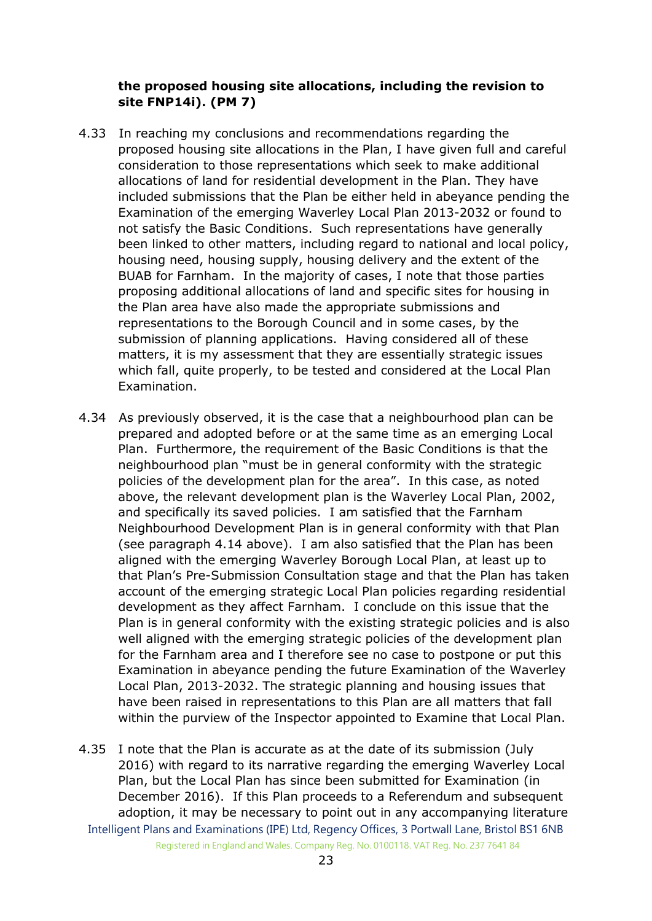**the proposed housing site allocations, including the revision to site FNP14i). (PM 7)**

4.33 In reaching my conclusions and recommendations regarding the proposed housing site allocations in the Plan, I have given full and careful consideration to those representations which seek to make additional allocations of land for residential development in the Plan. They have included submissions that the Plan be either held in abeyance pending the Examination of the emerging Waverley Local Plan 2013-2032 or found to not satisfy the Basic Conditions. Such representations have generally been linked to other matters, including regard to national and local policy, housing need, housing supply, housing delivery and the extent of the BUAB for Farnham. In the majority of cases, I note that those parties proposing additional allocations of land and specific sites for housing in the Plan area have also made the appropriate submissions and representations to the Borough Council and in some cases, by the submission of planning applications. Having considered all of these matters, it is my assessment that they are essentially strategic issues which fall, quite properly, to be tested and considered at the Local Plan Examination.

4.34 As previously observed, it is the case that a neighbourhood plan can be prepared and adopted before or at the same time as an emerging Local Plan. Furthermore, the requirement of the Basic Conditions is that the neighbourhood plan "must be in general conformity with the strategic policies of the development plan for the area". In this case, as noted above, the relevant development plan is the Waverley Local Plan, 2002, and specifically its saved policies. I am satisfied that the Farnham Neighbourhood Development Plan is in general conformity with that Plan (see paragraph 4.14 above). I am also satisfied that the Plan has been aligned with the emerging Waverley Borough Local Plan, at least up to that Plan's Pre-Submission Consultation stage and that the Plan has taken account of the emerging strategic Local Plan policies regarding residential development as they affect Farnham. I conclude on this issue that the Plan is in general conformity with the existing strategic policies and is also well aligned with the emerging strategic policies of the development plan for the Farnham area and I therefore see no case to postpone or put this Examination in abeyance pending the future Examination of the Waverley Local Plan, 2013-2032. The strategic planning and housing issues that have been raised in representations to this Plan are all matters that fall within the purview of the Inspector appointed to Examine that Local Plan.

4.35 I note that the Plan is accurate as at the date of its submission (July 2016) with regard to its narrative regarding the emerging Waverley Local Plan, but the Local Plan has since been submitted for Examination (in December 2016). If this Plan proceeds to a Referendum and subsequent adoption, it may be necessary to point out in any accompanying literature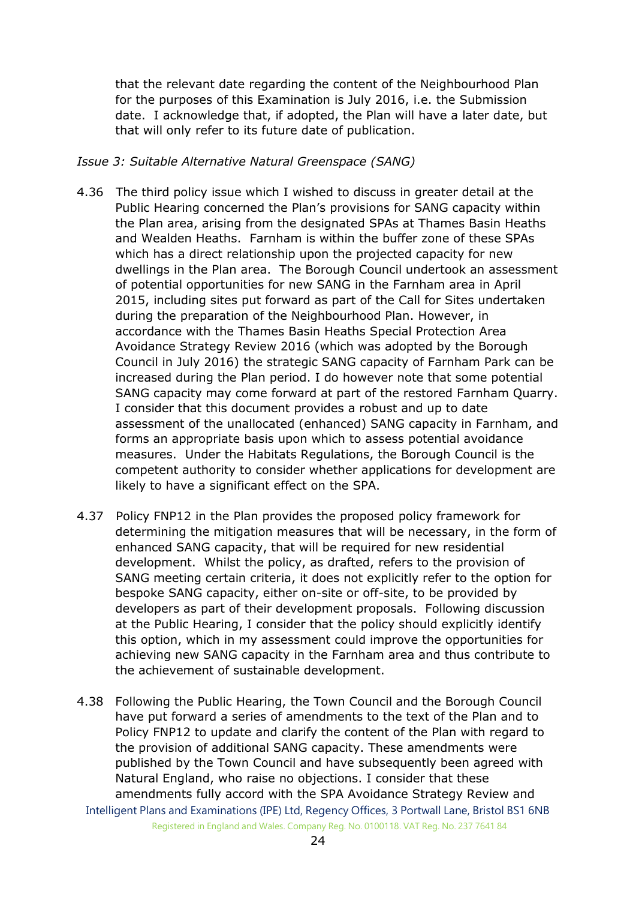that the relevant date regarding the content of the Neighbourhood Plan for the purposes of this Examination is July 2016, i.e. the Submission date. I acknowledge that, if adopted, the Plan will have a later date, but that will only refer to its future date of publication.

*Issue 3: Suitable Alternative Natural Greenspace (SANG)*

4.36 The third policy issue which I wished to discuss in greater detail at the Public Hearing concerned the Plan's provisions for SANG capacity within the Plan area, arising from the designated SPAs at Thames Basin Heaths and Wealden Heaths. Farnham is within the buffer zone of these SPAs which has a direct relationship upon the projected capacity for new dwellings in the Plan area. The Borough Council undertook an assessment of potential opportunities for new SANG in the Farnham area in April 2015, including sites put forward as part of the Call for Sites undertaken during the preparation of the Neighbourhood Plan. However, in accordance with the Thames Basin Heaths Special Protection Area Avoidance Strategy Review 2016 (which was adopted by the Borough Council in July 2016) the strategic SANG capacity of Farnham Park can be increased during the Plan period. I do however note that some potential SANG capacity may come forward at part of the restored Farnham Quarry. I consider that this document provides a robust and up to date assessment of the unallocated (enhanced) SANG capacity in Farnham, and forms an appropriate basis upon which to assess potential avoidance measures. Under the Habitats Regulations, the Borough Council is the competent authority to consider whether applications for development are likely to have a significant effect on the SPA.

4.37 Policy FNP12 in the Plan provides the proposed policy framework for determining the mitigation measures that will be necessary, in the form of enhanced SANG capacity, that will be required for new residential development. Whilst the policy, as drafted, refers to the provision of SANG meeting certain criteria, it does not explicitly refer to the option for bespoke SANG capacity, either on-site or off-site, to be provided by developers as part of their development proposals. Following discussion at the Public Hearing, I consider that the policy should explicitly identify this option, which in my assessment could improve the opportunities for achieving new SANG capacity in the Farnham area and thus contribute to the achievement of sustainable development.

4.38 Following the Public Hearing, the Town Council and the Borough Council have put forward a series of amendments to the text of the Plan and to Policy FNP12 to update and clarify the content of the Plan with regard to the provision of additional SANG capacity. These amendments were published by the Town Council and have subsequently been agreed with Natural England, who raise no objections. I consider that these amendments fully accord with the SPA Avoidance Strategy Review and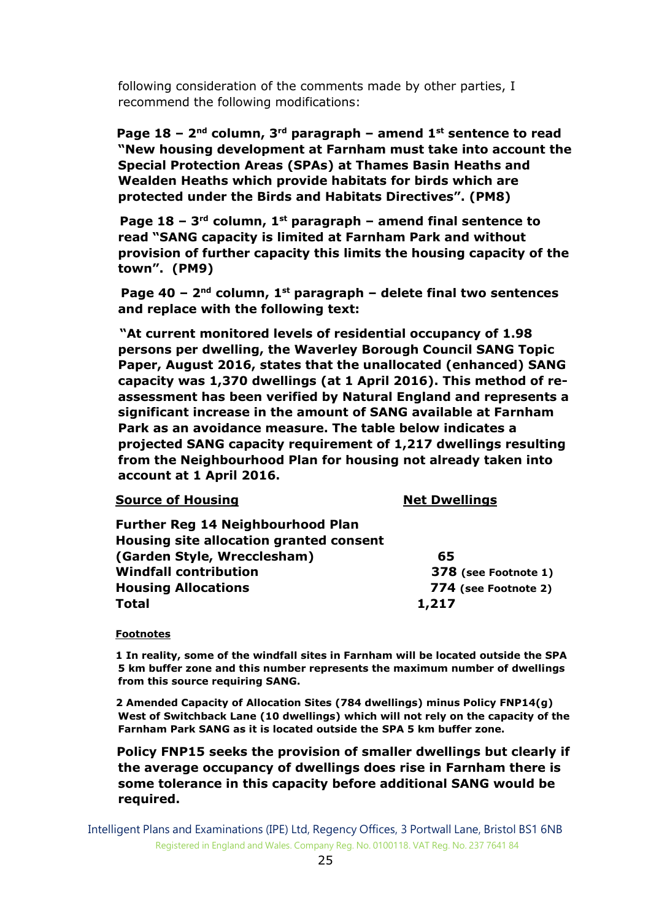following consideration of the comments made by other parties, I recommend the following modifications:

**Page 18 – 2nd column, 3rd paragraph – amend 1st sentence to read "New housing development at Farnham must take into account the Special Protection Areas (SPAs) at Thames Basin Heaths and Wealden Heaths which provide habitats for birds which are protected under the Birds and Habitats Directives". (PM8)**

**Page 18 – 3rd column, 1st paragraph – amend final sentence to read "SANG capacity is limited at Farnham Park and without provision of further capacity this limits the housing capacity of the town". (PM9)**

**Page 40 – 2nd column, 1st paragraph – delete final two sentences and replace with the following text:**

**"At current monitored levels of residential occupancy of 1.98 persons per dwelling, the Waverley Borough Council SANG Topic Paper, August 2016, states that the unallocated (enhanced) SANG capacity was 1,370 dwellings (at 1 April 2016). This method of re-assessment has been verified by Natural England and represents a significant increase in the amount of SANG available at Farnham Park as an avoidance measure. The table below indicates a projected SANG capacity requirement of 1,217 dwellings resulting from the Neighbourhood Plan for housing not already taken into account at 1 April 2016.**

| Source of Housing | Net Dwellings |
|---|---|
| **Further Reg 14 Neighbourhood Plan Housing site allocation granted consent (Garden Style, Wrecclesham)** | **65** |
| **Windfall contribution** | **378 (see Footnote 1)** |
| **Housing Allocations** | **774 (see Footnote 2)** |
| **Total** | **1,217** |

**Footnotes**

**1 In reality, some of the windfall sites in Farnham will be located outside the SPA 5 km buffer zone and this number represents the maximum number of dwellings from this source requiring SANG.**

**2 Amended Capacity of Allocation Sites (784 dwellings) minus Policy FNP14(g) West of Switchback Lane (10 dwellings) which will not rely on the capacity of the Farnham Park SANG as it is located outside the SPA 5 km buffer zone.**

**Policy FNP15 seeks the provision of smaller dwellings but clearly if the average occupancy of dwellings does rise in Farnham there is some tolerance in this capacity before additional SANG would be required.**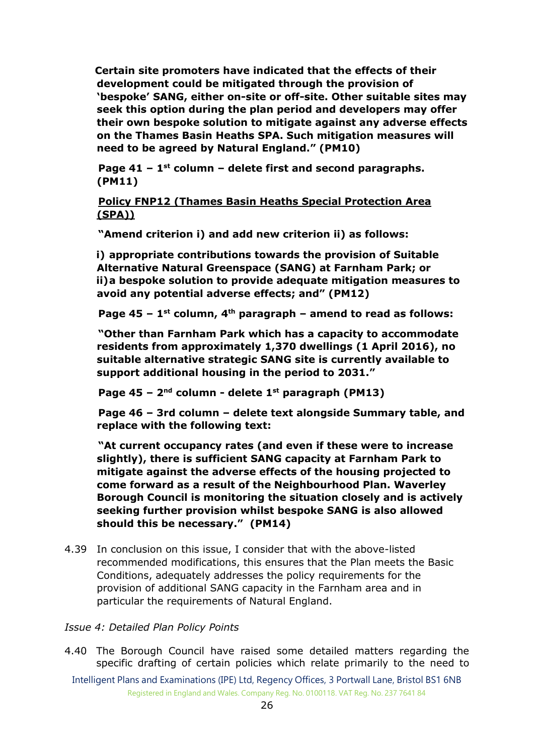**Certain site promoters have indicated that the effects of their development could be mitigated through the provision of 'bespoke' SANG, either on-site or off-site. Other suitable sites may seek this option during the plan period and developers may offer their own bespoke solution to mitigate against any adverse effects on the Thames Basin Heaths SPA. Such mitigation measures will need to be agreed by Natural England." (PM10)**

**Page 41 – 1st column – delete first and second paragraphs. (PM11)**

**<u>Policy FNP12 (Thames Basin Heaths Special Protection Area (SPA))</u>**

**"Amend criterion i) and add new criterion ii) as follows:**

**i) appropriate contributions towards the provision of Suitable Alternative Natural Greenspace (SANG) at Farnham Park; or**
**ii) a bespoke solution to provide adequate mitigation measures to avoid any potential adverse effects; and" (PM12)**

**Page 45 – 1st column, 4th paragraph – amend to read as follows:**

**"Other than Farnham Park which has a capacity to accommodate residents from approximately 1,370 dwellings (1 April 2016), no suitable alternative strategic SANG site is currently available to support additional housing in the period to 2031."**

**Page 45 – 2nd column - delete 1st paragraph (PM13)**

**Page 46 – 3rd column – delete text alongside Summary table, and replace with the following text:**

**"At current occupancy rates (and even if these were to increase slightly), there is sufficient SANG capacity at Farnham Park to mitigate against the adverse effects of the housing projected to come forward as a result of the Neighbourhood Plan. Waverley Borough Council is monitoring the situation closely and is actively seeking further provision whilst bespoke SANG is also allowed should this be necessary." (PM14)**

4.39 In conclusion on this issue, I consider that with the above-listed recommended modifications, this ensures that the Plan meets the Basic Conditions, adequately addresses the policy requirements for the provision of additional SANG capacity in the Farnham area and in particular the requirements of Natural England.

*Issue 4: Detailed Plan Policy Points*

4.40 The Borough Council have raised some detailed matters regarding the specific drafting of certain policies which relate primarily to the need to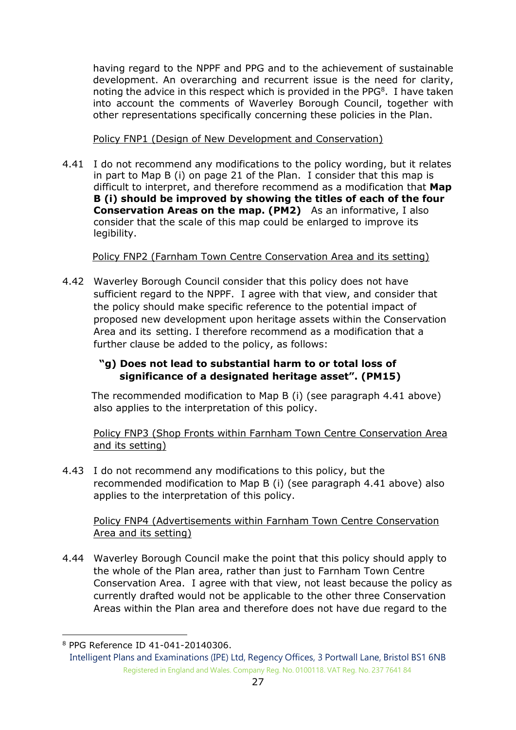having regard to the NPPF and PPG and to the achievement of sustainable development. An overarching and recurrent issue is the need for clarity, noting the advice in this respect which is provided in the PPG[8]. I have taken into account the comments of Waverley Borough Council, together with other representations specifically concerning these policies in the Plan.

<u>Policy FNP1 (Design of New Development and Conservation)</u>

4.41 I do not recommend any modifications to the policy wording, but it relates in part to Map B (i) on page 21 of the Plan. I consider that this map is difficult to interpret, and therefore recommend as a modification that **Map B (i) should be improved by showing the titles of each of the four Conservation Areas on the map. (PM2)** As an informative, I also consider that the scale of this map could be enlarged to improve its legibility.

<u>Policy FNP2 (Farnham Town Centre Conservation Area and its setting)</u>

4.42 Waverley Borough Council consider that this policy does not have sufficient regard to the NPPF. I agree with that view, and consider that the policy should make specific reference to the potential impact of proposed new development upon heritage assets within the Conservation Area and its setting. I therefore recommend as a modification that a further clause be added to the policy, as follows:

**"g) Does not lead to substantial harm to or total loss of significance of a designated heritage asset". (PM15)**

The recommended modification to Map B (i) (see paragraph 4.41 above) also applies to the interpretation of this policy.

<u>Policy FNP3 (Shop Fronts within Farnham Town Centre Conservation Area and its setting)</u>

4.43 I do not recommend any modifications to this policy, but the recommended modification to Map B (i) (see paragraph 4.41 above) also applies to the interpretation of this policy.

<u>Policy FNP4 (Advertisements within Farnham Town Centre Conservation Area and its setting)</u>

4.44 Waverley Borough Council make the point that this policy should apply to the whole of the Plan area, rather than just to Farnham Town Centre Conservation Area. I agree with that view, not least because the policy as currently drafted would not be applicable to the other three Conservation Areas within the Plan area and therefore does not have due regard to the

---

[8] PPG Reference ID 41-041-20140306.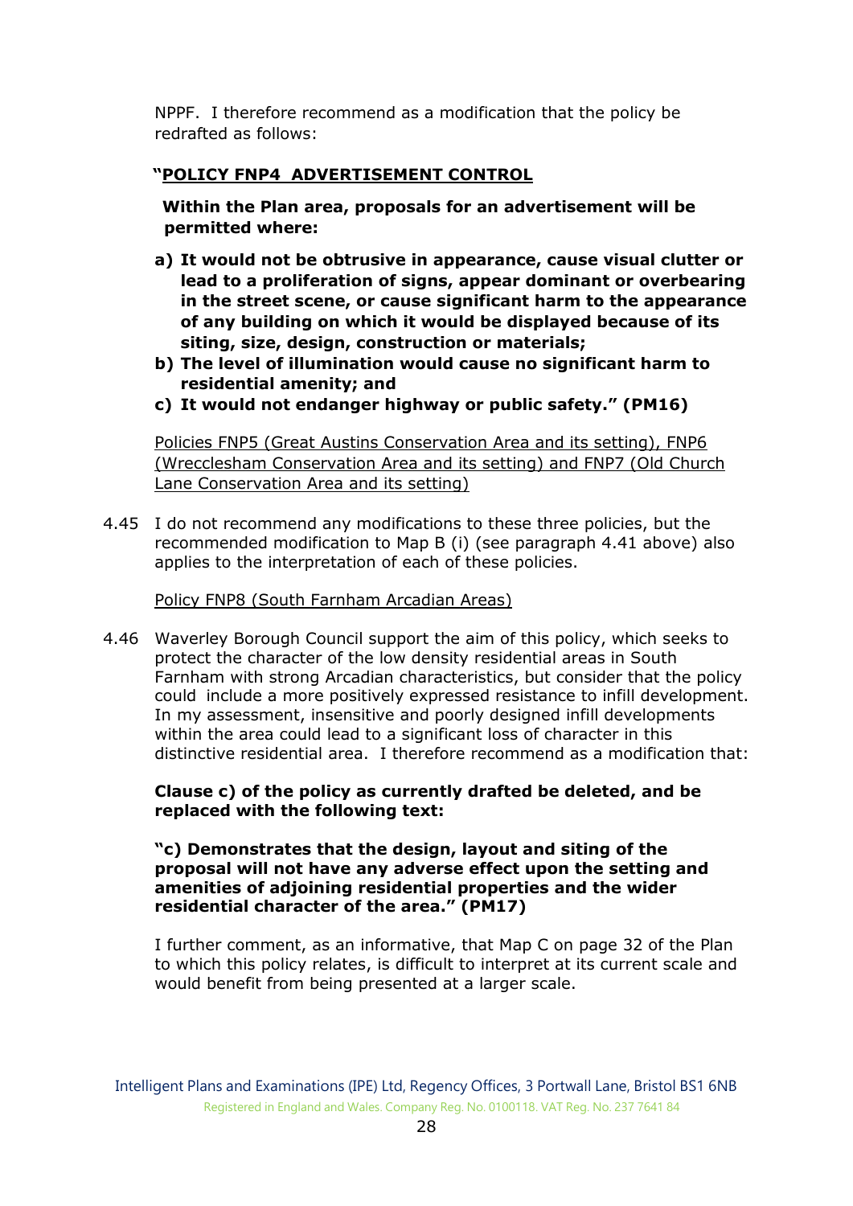NPPF. I therefore recommend as a modification that the policy be redrafted as follows:

**"POLICY FNP4 ADVERTISEMENT CONTROL**

**Within the Plan area, proposals for an advertisement will be permitted where:**

**a) It would not be obtrusive in appearance, cause visual clutter or lead to a proliferation of signs, appear dominant or overbearing in the street scene, or cause significant harm to the appearance of any building on which it would be displayed because of its siting, size, design, construction or materials;**
**b) The level of illumination would cause no significant harm to residential amenity; and**
**c) It would not endanger highway or public safety." (PM16)**

Policies FNP5 (Great Austins Conservation Area and its setting), FNP6 (Wrecclesham Conservation Area and its setting) and FNP7 (Old Church Lane Conservation Area and its setting)

4.45 I do not recommend any modifications to these three policies, but the recommended modification to Map B (i) (see paragraph 4.41 above) also applies to the interpretation of each of these policies.

Policy FNP8 (South Farnham Arcadian Areas)

4.46 Waverley Borough Council support the aim of this policy, which seeks to protect the character of the low density residential areas in South Farnham with strong Arcadian characteristics, but consider that the policy could include a more positively expressed resistance to infill development. In my assessment, insensitive and poorly designed infill developments within the area could lead to a significant loss of character in this distinctive residential area. I therefore recommend as a modification that:

**Clause c) of the policy as currently drafted be deleted, and be replaced with the following text:**

**"c) Demonstrates that the design, layout and siting of the proposal will not have any adverse effect upon the setting and amenities of adjoining residential properties and the wider residential character of the area." (PM17)**

I further comment, as an informative, that Map C on page 32 of the Plan to which this policy relates, is difficult to interpret at its current scale and would benefit from being presented at a larger scale.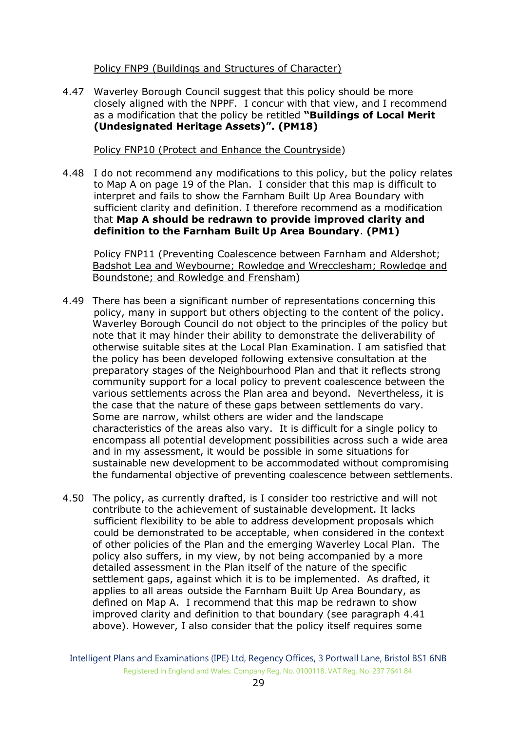Policy FNP9 (Buildings and Structures of Character)

4.47 Waverley Borough Council suggest that this policy should be more closely aligned with the NPPF. I concur with that view, and I recommend as a modification that the policy be retitled **"Buildings of Local Merit (Undesignated Heritage Assets)". (PM18)**

Policy FNP10 (Protect and Enhance the Countryside)

4.48 I do not recommend any modifications to this policy, but the policy relates to Map A on page 19 of the Plan. I consider that this map is difficult to interpret and fails to show the Farnham Built Up Area Boundary with sufficient clarity and definition. I therefore recommend as a modification that **Map A should be redrawn to provide improved clarity and definition to the Farnham Built Up Area Boundary**. **(PM1)**

Policy FNP11 (Preventing Coalescence between Farnham and Aldershot; Badshot Lea and Weybourne; Rowledge and Wrecclesham; Rowledge and Boundstone; and Rowledge and Frensham)

4.49 There has been a significant number of representations concerning this policy, many in support but others objecting to the content of the policy. Waverley Borough Council do not object to the principles of the policy but note that it may hinder their ability to demonstrate the deliverability of otherwise suitable sites at the Local Plan Examination. I am satisfied that the policy has been developed following extensive consultation at the preparatory stages of the Neighbourhood Plan and that it reflects strong community support for a local policy to prevent coalescence between the various settlements across the Plan area and beyond. Nevertheless, it is the case that the nature of these gaps between settlements do vary. Some are narrow, whilst others are wider and the landscape characteristics of the areas also vary. It is difficult for a single policy to encompass all potential development possibilities across such a wide area and in my assessment, it would be possible in some situations for sustainable new development to be accommodated without compromising the fundamental objective of preventing coalescence between settlements.

4.50 The policy, as currently drafted, is I consider too restrictive and will not contribute to the achievement of sustainable development. It lacks sufficient flexibility to be able to address development proposals which could be demonstrated to be acceptable, when considered in the context of other policies of the Plan and the emerging Waverley Local Plan. The policy also suffers, in my view, by not being accompanied by a more detailed assessment in the Plan itself of the nature of the specific settlement gaps, against which it is to be implemented. As drafted, it applies to all areas outside the Farnham Built Up Area Boundary, as defined on Map A. I recommend that this map be redrawn to show improved clarity and definition to that boundary (see paragraph 4.41 above). However, I also consider that the policy itself requires some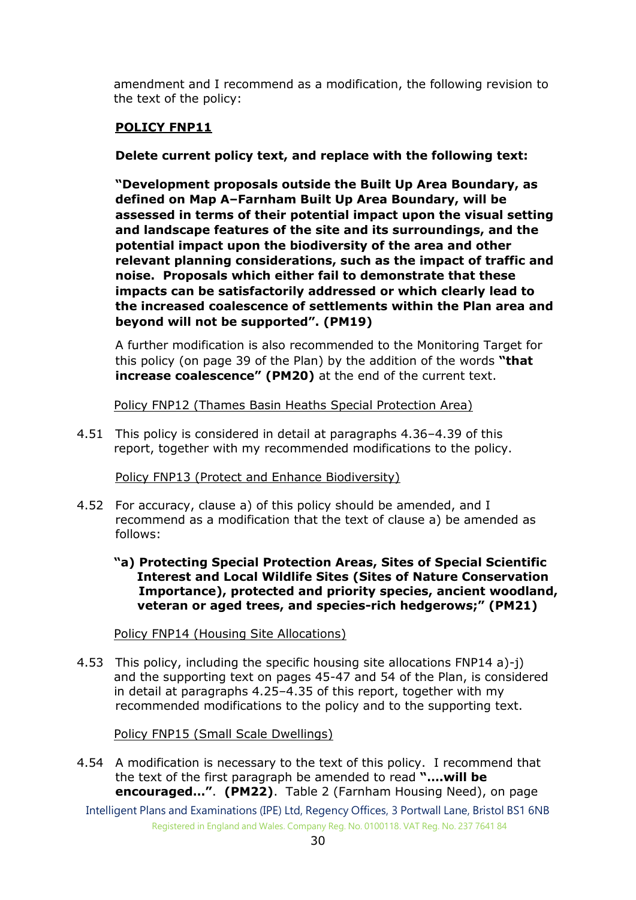amendment and I recommend as a modification, the following revision to the text of the policy:

**POLICY FNP11**

**Delete current policy text, and replace with the following text:**

**"Development proposals outside the Built Up Area Boundary, as defined on Map A–Farnham Built Up Area Boundary, will be assessed in terms of their potential impact upon the visual setting and landscape features of the site and its surroundings, and the potential impact upon the biodiversity of the area and other relevant planning considerations, such as the impact of traffic and noise. Proposals which either fail to demonstrate that these impacts can be satisfactorily addressed or which clearly lead to the increased coalescence of settlements within the Plan area and beyond will not be supported". (PM19)**

A further modification is also recommended to the Monitoring Target for this policy (on page 39 of the Plan) by the addition of the words **"that increase coalescence" (PM20)** at the end of the current text.

Policy FNP12 (Thames Basin Heaths Special Protection Area)

4.51 This policy is considered in detail at paragraphs 4.36–4.39 of this report, together with my recommended modifications to the policy.

Policy FNP13 (Protect and Enhance Biodiversity)

4.52 For accuracy, clause a) of this policy should be amended, and I recommend as a modification that the text of clause a) be amended as follows:

**"a) Protecting Special Protection Areas, Sites of Special Scientific Interest and Local Wildlife Sites (Sites of Nature Conservation Importance), protected and priority species, ancient woodland, veteran or aged trees, and species-rich hedgerows;" (PM21)**

Policy FNP14 (Housing Site Allocations)

4.53 This policy, including the specific housing site allocations FNP14 a)-j) and the supporting text on pages 45-47 and 54 of the Plan, is considered in detail at paragraphs 4.25–4.35 of this report, together with my recommended modifications to the policy and to the supporting text.

Policy FNP15 (Small Scale Dwellings)

4.54 A modification is necessary to the text of this policy. I recommend that the text of the first paragraph be amended to read **"….will be encouraged…". (PM22)**. Table 2 (Farnham Housing Need), on page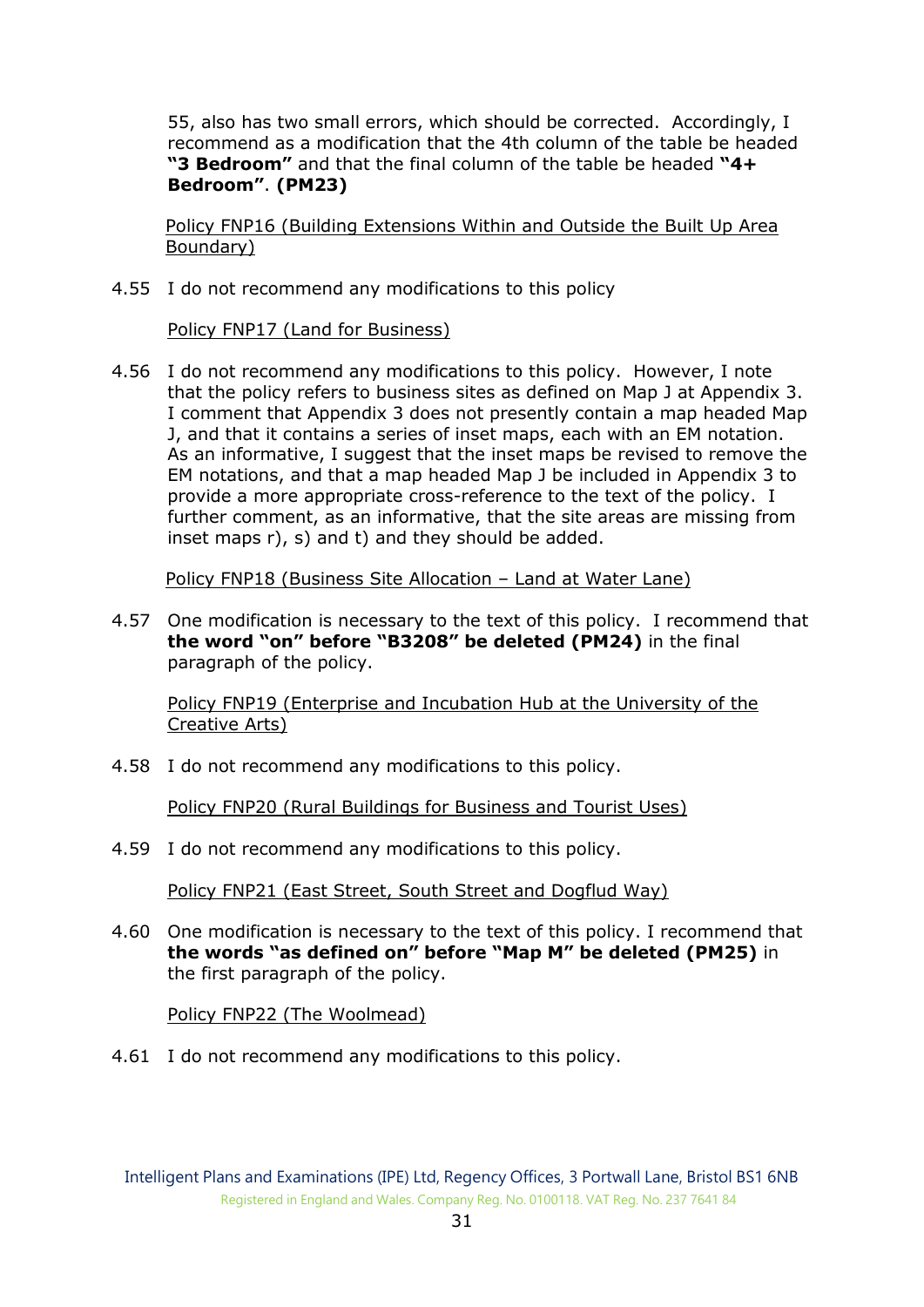55, also has two small errors, which should be corrected. Accordingly, I recommend as a modification that the 4th column of the table be headed **"3 Bedroom"** and that the final column of the table be headed **"4+ Bedroom"**. **(PM23)**

Policy FNP16 (Building Extensions Within and Outside the Built Up Area Boundary)

4.55 I do not recommend any modifications to this policy

Policy FNP17 (Land for Business)

4.56 I do not recommend any modifications to this policy. However, I note that the policy refers to business sites as defined on Map J at Appendix 3. I comment that Appendix 3 does not presently contain a map headed Map J, and that it contains a series of inset maps, each with an EM notation. As an informative, I suggest that the inset maps be revised to remove the EM notations, and that a map headed Map J be included in Appendix 3 to provide a more appropriate cross-reference to the text of the policy. I further comment, as an informative, that the site areas are missing from inset maps r), s) and t) and they should be added.

Policy FNP18 (Business Site Allocation – Land at Water Lane)

4.57 One modification is necessary to the text of this policy. I recommend that **the word "on" before "B3208" be deleted (PM24)** in the final paragraph of the policy.

Policy FNP19 (Enterprise and Incubation Hub at the University of the Creative Arts)

4.58 I do not recommend any modifications to this policy.

Policy FNP20 (Rural Buildings for Business and Tourist Uses)

4.59 I do not recommend any modifications to this policy.

Policy FNP21 (East Street, South Street and Dogflud Way)

4.60 One modification is necessary to the text of this policy. I recommend that **the words "as defined on" before "Map M" be deleted (PM25)** in the first paragraph of the policy.

Policy FNP22 (The Woolmead)

4.61 I do not recommend any modifications to this policy.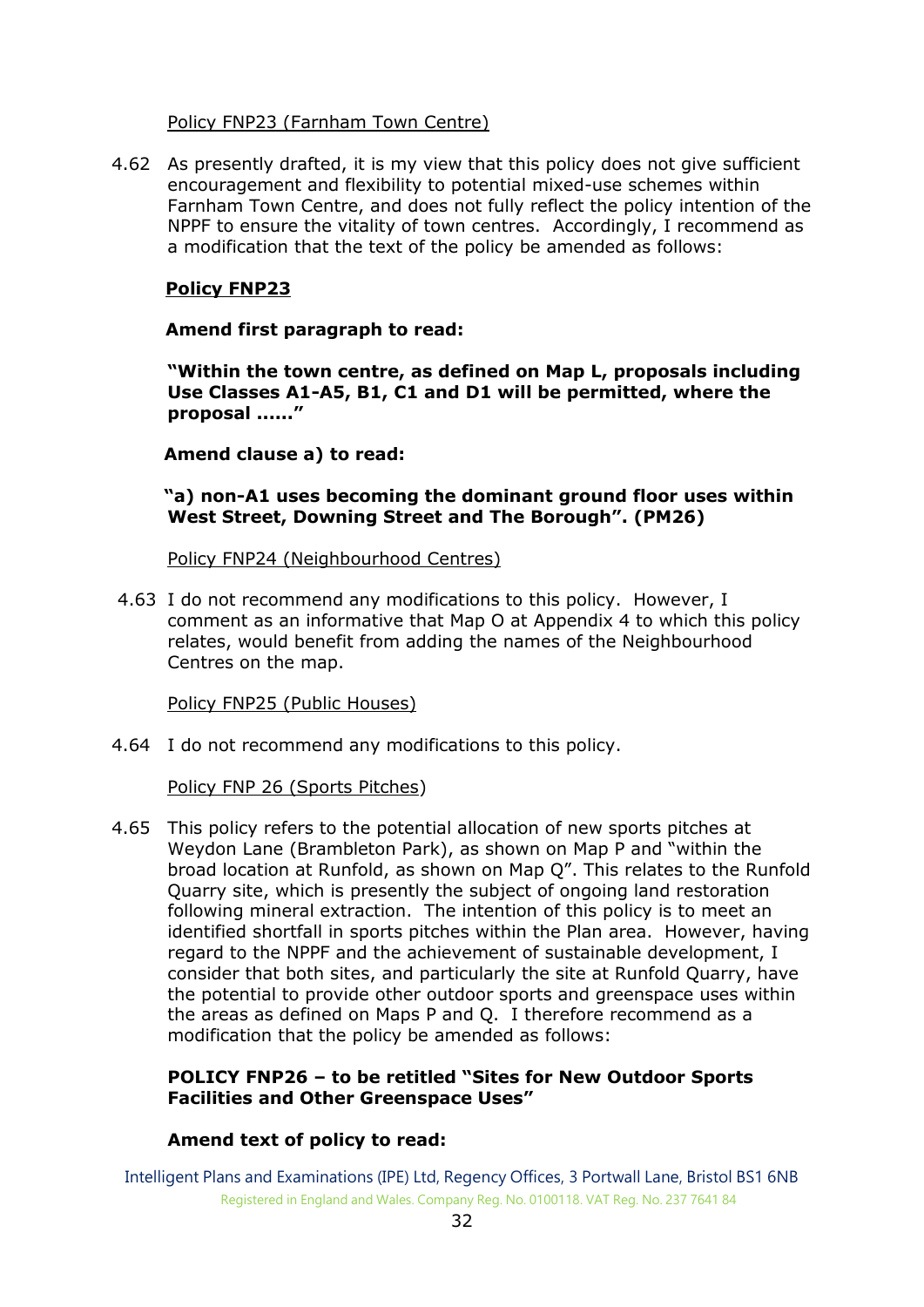Policy FNP23 (Farnham Town Centre)

4.62 As presently drafted, it is my view that this policy does not give sufficient encouragement and flexibility to potential mixed-use schemes within Farnham Town Centre, and does not fully reflect the policy intention of the NPPF to ensure the vitality of town centres. Accordingly, I recommend as a modification that the text of the policy be amended as follows:

**Policy FNP23**

**Amend first paragraph to read:**

**"Within the town centre, as defined on Map L, proposals including Use Classes A1-A5, B1, C1 and D1 will be permitted, where the proposal ......"**

**Amend clause a) to read:**

**"a) non-A1 uses becoming the dominant ground floor uses within West Street, Downing Street and The Borough". (PM26)**

Policy FNP24 (Neighbourhood Centres)

4.63 I do not recommend any modifications to this policy. However, I comment as an informative that Map O at Appendix 4 to which this policy relates, would benefit from adding the names of the Neighbourhood Centres on the map.

Policy FNP25 (Public Houses)

4.64 I do not recommend any modifications to this policy.

Policy FNP 26 (Sports Pitches)

4.65 This policy refers to the potential allocation of new sports pitches at Weydon Lane (Brambleton Park), as shown on Map P and "within the broad location at Runfold, as shown on Map Q". This relates to the Runfold Quarry site, which is presently the subject of ongoing land restoration following mineral extraction. The intention of this policy is to meet an identified shortfall in sports pitches within the Plan area. However, having regard to the NPPF and the achievement of sustainable development, I consider that both sites, and particularly the site at Runfold Quarry, have the potential to provide other outdoor sports and greenspace uses within the areas as defined on Maps P and Q. I therefore recommend as a modification that the policy be amended as follows:

**POLICY FNP26 – to be retitled "Sites for New Outdoor Sports Facilities and Other Greenspace Uses"**

**Amend text of policy to read:**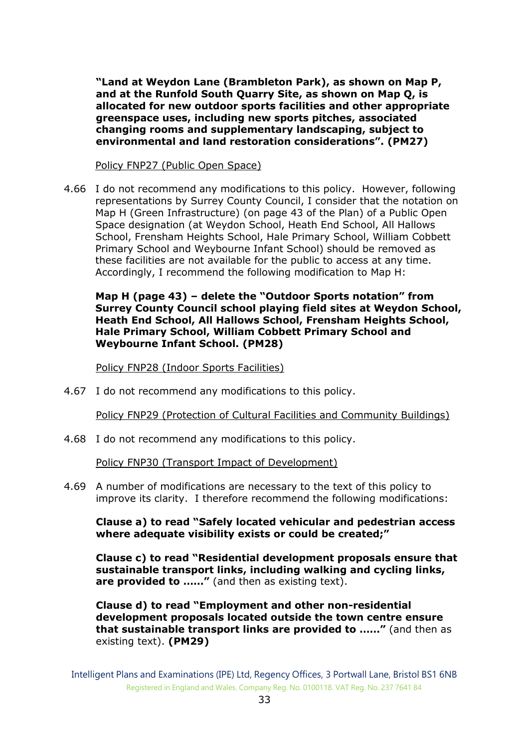**"Land at Weydon Lane (Brambleton Park), as shown on Map P, and at the Runfold South Quarry Site, as shown on Map Q, is allocated for new outdoor sports facilities and other appropriate greenspace uses, including new sports pitches, associated changing rooms and supplementary landscaping, subject to environmental and land restoration considerations". (PM27)**

Policy FNP27 (Public Open Space)

4.66 I do not recommend any modifications to this policy. However, following representations by Surrey County Council, I consider that the notation on Map H (Green Infrastructure) (on page 43 of the Plan) of a Public Open Space designation (at Weydon School, Heath End School, All Hallows School, Frensham Heights School, Hale Primary School, William Cobbett Primary School and Weybourne Infant School) should be removed as these facilities are not available for the public to access at any time. Accordingly, I recommend the following modification to Map H:

**Map H (page 43) – delete the "Outdoor Sports notation" from Surrey County Council school playing field sites at Weydon School, Heath End School, All Hallows School, Frensham Heights School, Hale Primary School, William Cobbett Primary School and Weybourne Infant School. (PM28)**

Policy FNP28 (Indoor Sports Facilities)

4.67 I do not recommend any modifications to this policy.

Policy FNP29 (Protection of Cultural Facilities and Community Buildings)

4.68 I do not recommend any modifications to this policy.

Policy FNP30 (Transport Impact of Development)

4.69 A number of modifications are necessary to the text of this policy to improve its clarity. I therefore recommend the following modifications:

**Clause a) to read "Safely located vehicular and pedestrian access where adequate visibility exists or could be created;"**

**Clause c) to read "Residential development proposals ensure that sustainable transport links, including walking and cycling links, are provided to ……"** (and then as existing text).

**Clause d) to read "Employment and other non-residential development proposals located outside the town centre ensure that sustainable transport links are provided to ……"** (and then as existing text). **(PM29)**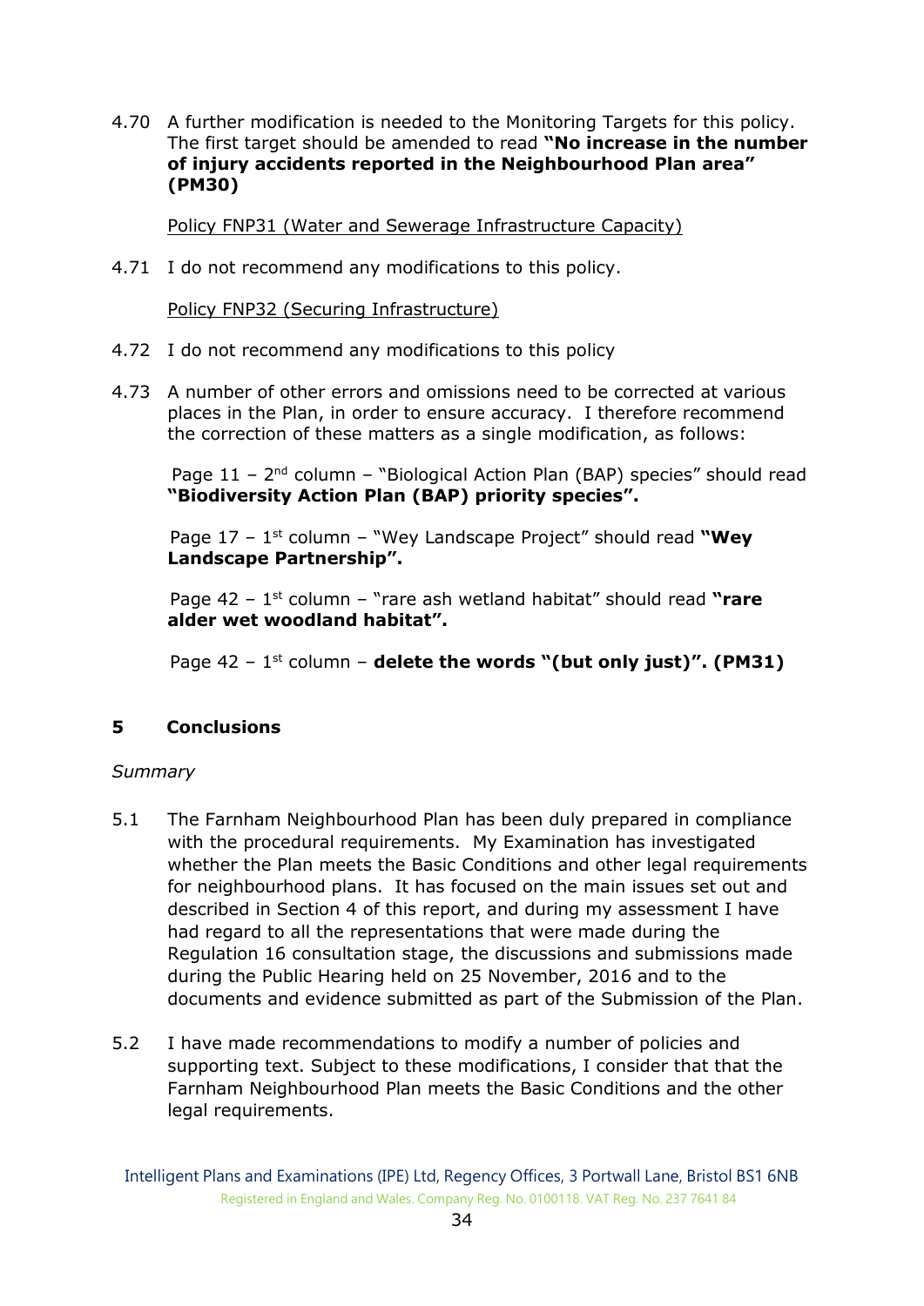4.70 A further modification is needed to the Monitoring Targets for this policy. The first target should be amended to read **"No increase in the number of injury accidents reported in the Neighbourhood Plan area" (PM30)**

Policy FNP31 (Water and Sewerage Infrastructure Capacity)

4.71 I do not recommend any modifications to this policy.

Policy FNP32 (Securing Infrastructure)

4.72 I do not recommend any modifications to this policy

4.73 A number of other errors and omissions need to be corrected at various places in the Plan, in order to ensure accuracy. I therefore recommend the correction of these matters as a single modification, as follows:

Page 11 – 2nd column – "Biological Action Plan (BAP) species" should read **"Biodiversity Action Plan (BAP) priority species".**

Page 17 – 1st column – "Wey Landscape Project" should read **"Wey Landscape Partnership".**

Page 42 – 1st column – "rare ash wetland habitat" should read **"rare alder wet woodland habitat".**

Page 42 – 1st column – **delete the words "(but only just)". (PM31)**

## 5 Conclusions

*Summary*

5.1 The Farnham Neighbourhood Plan has been duly prepared in compliance with the procedural requirements. My Examination has investigated whether the Plan meets the Basic Conditions and other legal requirements for neighbourhood plans. It has focused on the main issues set out and described in Section 4 of this report, and during my assessment I have had regard to all the representations that were made during the Regulation 16 consultation stage, the discussions and submissions made during the Public Hearing held on 25 November, 2016 and to the documents and evidence submitted as part of the Submission of the Plan.

5.2 I have made recommendations to modify a number of policies and supporting text. Subject to these modifications, I consider that that the Farnham Neighbourhood Plan meets the Basic Conditions and the other legal requirements.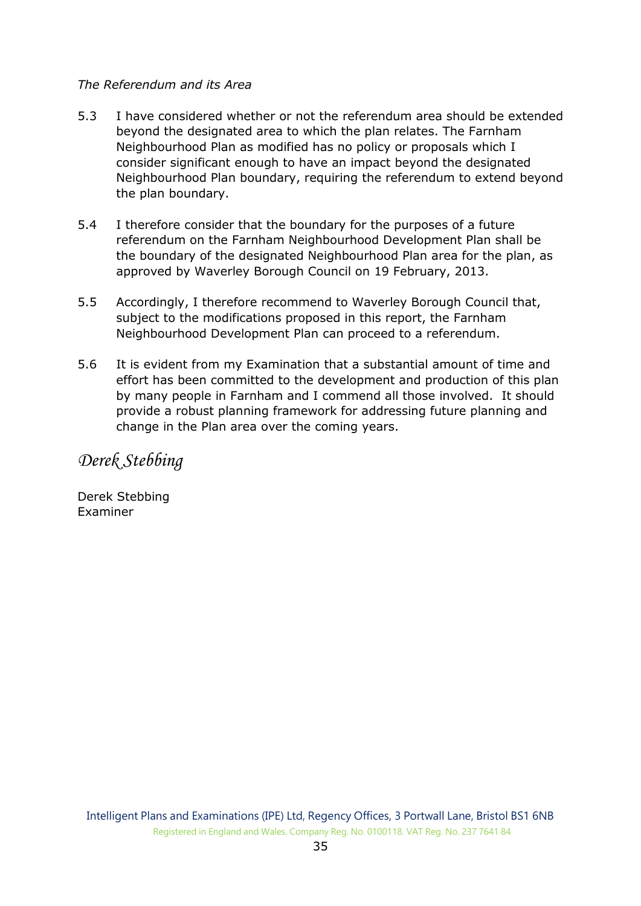*The Referendum and its Area*

5.3 I have considered whether or not the referendum area should be extended beyond the designated area to which the plan relates. The Farnham Neighbourhood Plan as modified has no policy or proposals which I consider significant enough to have an impact beyond the designated Neighbourhood Plan boundary, requiring the referendum to extend beyond the plan boundary.

5.4 I therefore consider that the boundary for the purposes of a future referendum on the Farnham Neighbourhood Development Plan shall be the boundary of the designated Neighbourhood Plan area for the plan, as approved by Waverley Borough Council on 19 February, 2013.

5.5 Accordingly, I therefore recommend to Waverley Borough Council that, subject to the modifications proposed in this report, the Farnham Neighbourhood Development Plan can proceed to a referendum.

5.6 It is evident from my Examination that a substantial amount of time and effort has been committed to the development and production of this plan by many people in Farnham and I commend all those involved. It should provide a robust planning framework for addressing future planning and change in the Plan area over the coming years.

*Derek Stebbing*

Derek Stebbing
Examiner

Intelligent Plans and Examinations (IPE) Ltd, Regency Offices, 3 Portwall Lane, Bristol BS1 6NB
Registered in England and Wales. Company Reg. No. 0100118. VAT Reg. No. 237 7641 84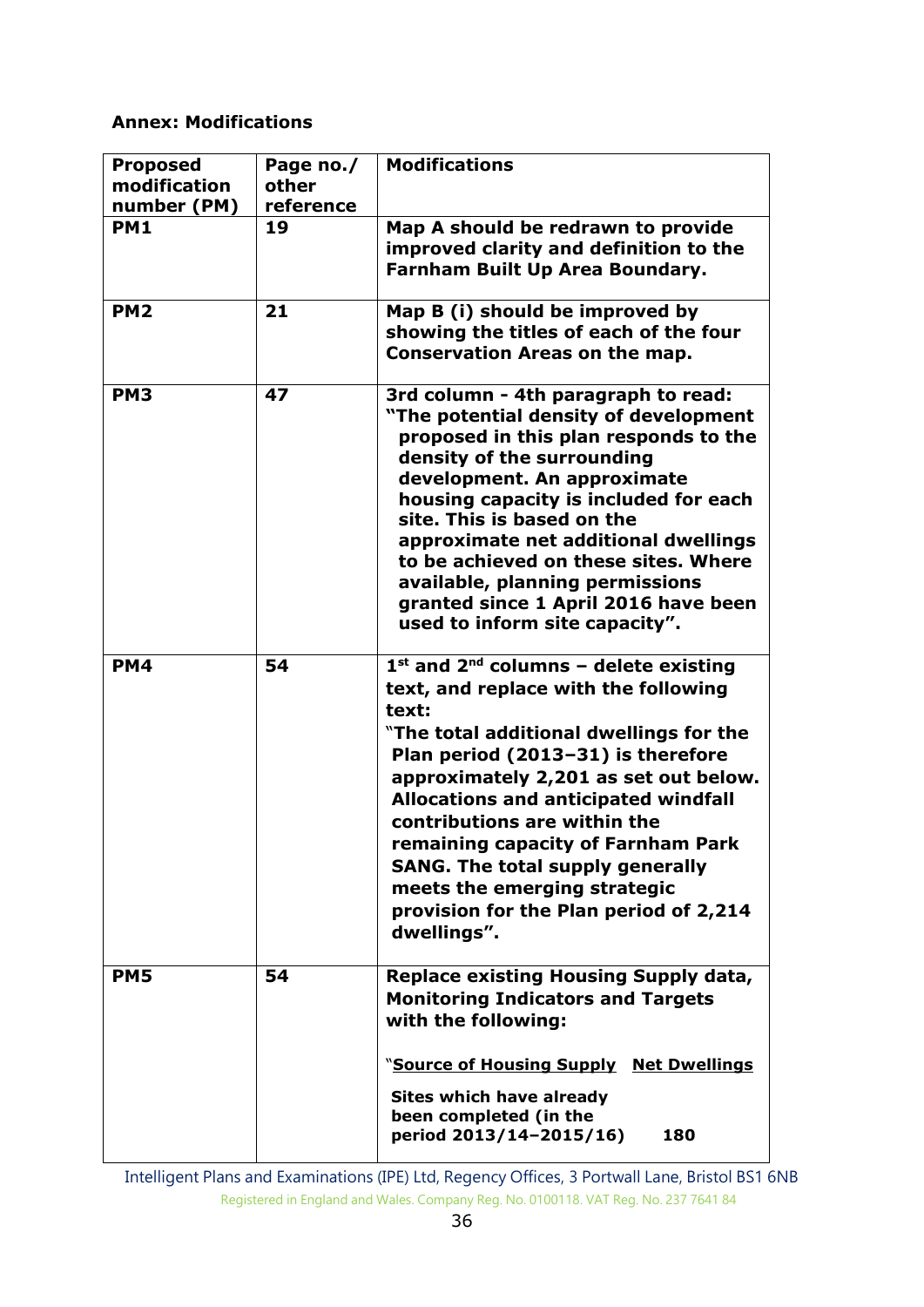**Annex: Modifications**

| Proposed modification number (PM) | Page no./ other reference | Modifications |
|---|---|---|
| PM1 | 19 | **Map A should be redrawn to provide improved clarity and definition to the Farnham Built Up Area Boundary.** |
| PM2 | 21 | **Map B (i) should be improved by showing the titles of each of the four Conservation Areas on the map.** |
| PM3 | 47 | **3rd column - 4th paragraph to read: "The potential density of development proposed in this plan responds to the density of the surrounding development. An approximate housing capacity is included for each site. This is based on the approximate net additional dwellings to be achieved on these sites. Where available, planning permissions granted since 1 April 2016 have been used to inform site capacity".** |
| PM4 | 54 | **1st and 2nd columns – delete existing text, and replace with the following text: "The total additional dwellings for the Plan period (2013–31) is therefore approximately 2,201 as set out below. Allocations and anticipated windfall contributions are within the remaining capacity of Farnham Park SANG. The total supply generally meets the emerging strategic provision for the Plan period of 2,214 dwellings".** |
| PM5 | 54 | **Replace existing Housing Supply data, Monitoring Indicators and Targets with the following:** "<u>**Source of Housing Supply**</u> <u>**Net Dwellings**</u> **Sites which have already been completed (in the period 2013/14–2015/16) 180** |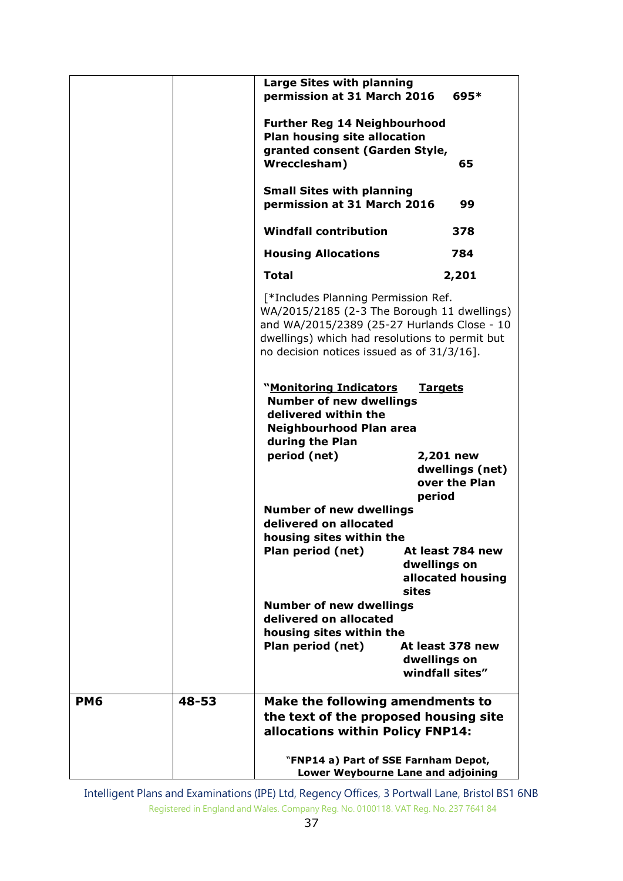| | | |
|---|---|---|
| | | **Large Sites with planning permission at 31 March 2016 695***<br><br>**Further Reg 14 Neighbourhood Plan housing site allocation granted consent (Garden Style, Wrecclesham) 65**<br><br>**Small Sites with planning permission at 31 March 2016 99**<br><br>**Windfall contribution 378**<br><br>**Housing Allocations 784**<br><br>**Total 2,201**<br><br>[*Includes Planning Permission Ref. WA/2015/2185 (2-3 The Borough 11 dwellings) and WA/2015/2389 (25-27 Hurlands Close - 10 dwellings) which had resolutions to permit but no decision notices issued as of 31/3/16].<br><br>"**<u>Monitoring Indicators</u>** **<u>Targets</u>**<br>**Number of new dwellings delivered within the Neighbourhood Plan area during the Plan period (net)** — **2,201 new dwellings (net) over the Plan period**<br>**Number of new dwellings delivered on allocated housing sites within the Plan period (net)** — **At least 784 new dwellings on allocated housing sites**<br>**Number of new dwellings delivered on allocated housing sites within the Plan period (net)** — **At least 378 new dwellings on windfall sites"** |
| **PM6** | **48-53** | **Make the following amendments to the text of the proposed housing site allocations within Policy FNP14:**<br><br>"**FNP14 a) Part of SSE Farnham Depot, Lower Weybourne Lane and adjoining** |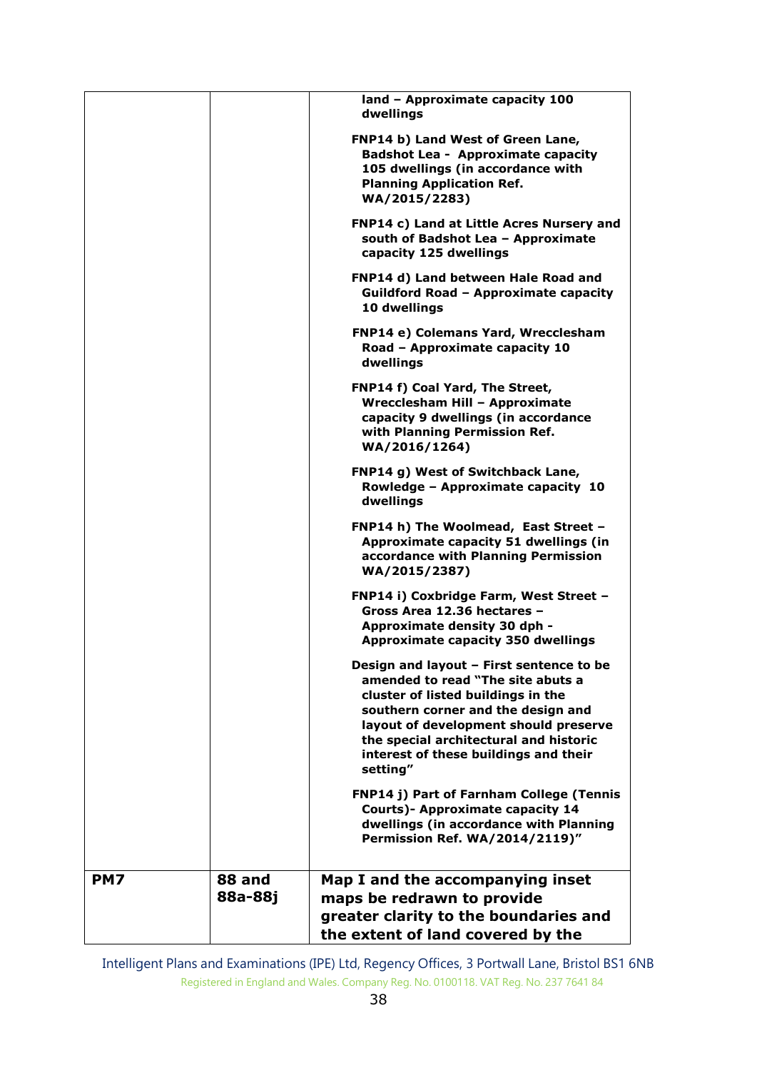| | | |
|---|---|---|
| | | **land – Approximate capacity 100 dwellings**<br><br>**FNP14 b) Land West of Green Lane, Badshot Lea - Approximate capacity 105 dwellings (in accordance with Planning Application Ref. WA/2015/2283)**<br><br>**FNP14 c) Land at Little Acres Nursery and south of Badshot Lea – Approximate capacity 125 dwellings**<br><br>**FNP14 d) Land between Hale Road and Guildford Road – Approximate capacity 10 dwellings**<br><br>**FNP14 e) Colemans Yard, Wrecclesham Road – Approximate capacity 10 dwellings**<br><br>**FNP14 f) Coal Yard, The Street, Wrecclesham Hill – Approximate capacity 9 dwellings (in accordance with Planning Permission Ref. WA/2016/1264)**<br><br>**FNP14 g) West of Switchback Lane, Rowledge – Approximate capacity 10 dwellings**<br><br>**FNP14 h) The Woolmead, East Street – Approximate capacity 51 dwellings (in accordance with Planning Permission WA/2015/2387)**<br><br>**FNP14 i) Coxbridge Farm, West Street – Gross Area 12.36 hectares – Approximate density 30 dph - Approximate capacity 350 dwellings**<br><br>**Design and layout – First sentence to be amended to read "The site abuts a cluster of listed buildings in the southern corner and the design and layout of development should preserve the special architectural and historic interest of these buildings and their setting"**<br><br>**FNP14 j) Part of Farnham College (Tennis Courts)- Approximate capacity 14 dwellings (in accordance with Planning Permission Ref. WA/2014/2119)"** |
| **PM7** | **88 and 88a-88j** | **Map I and the accompanying inset maps be redrawn to provide greater clarity to the boundaries and the extent of land covered by the** |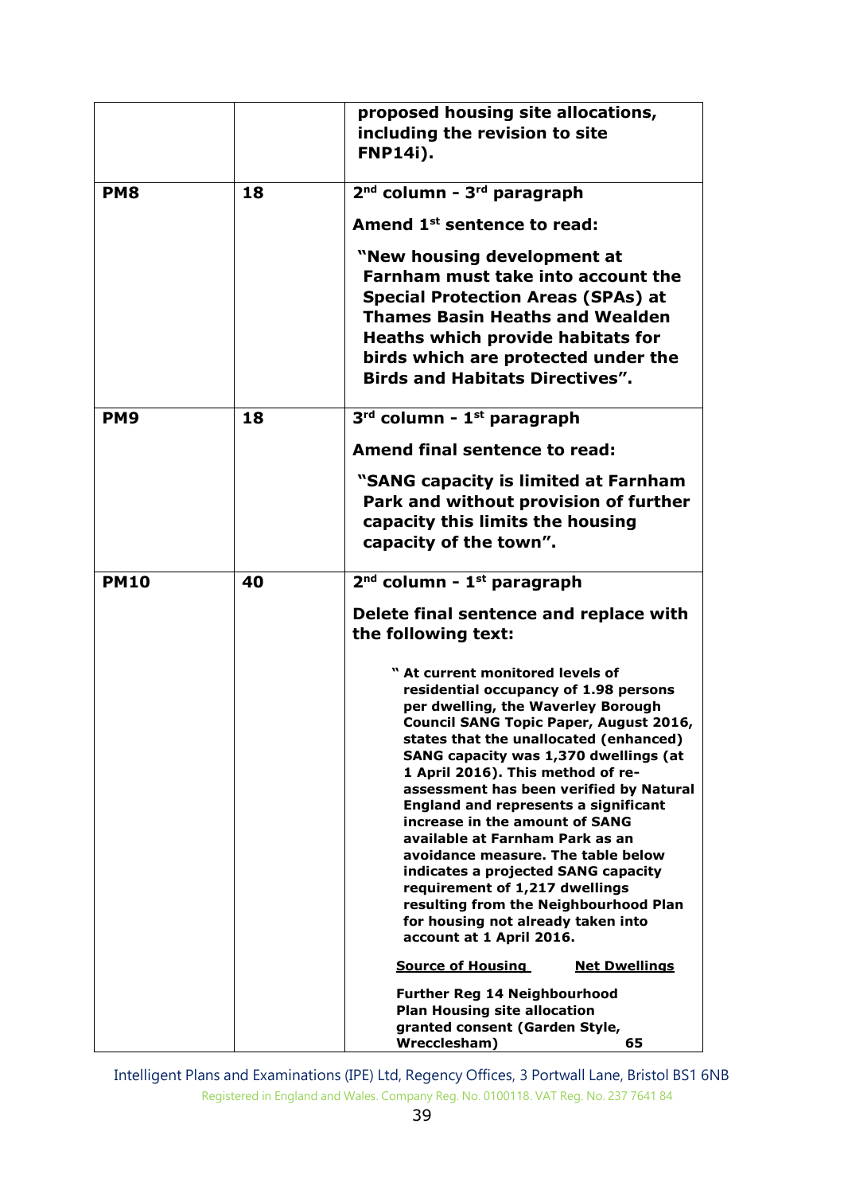| | | |
|---|---|---|
| | | **proposed housing site allocations, including the revision to site FNP14i).** |
| **PM8** | **18** | **2nd column - 3rd paragraph**<br><br>**Amend 1st sentence to read:**<br><br>**"New housing development at Farnham must take into account the Special Protection Areas (SPAs) at Thames Basin Heaths and Wealden Heaths which provide habitats for birds which are protected under the Birds and Habitats Directives".** |
| **PM9** | **18** | **3rd column - 1st paragraph**<br><br>**Amend final sentence to read:**<br><br>**"SANG capacity is limited at Farnham Park and without provision of further capacity this limits the housing capacity of the town".** |
| **PM10** | **40** | **2nd column - 1st paragraph**<br><br>**Delete final sentence and replace with the following text:**<br><br>**" At current monitored levels of residential occupancy of 1.98 persons per dwelling, the Waverley Borough Council SANG Topic Paper, August 2016, states that the unallocated (enhanced) SANG capacity was 1,370 dwellings (at 1 April 2016). This method of re-assessment has been verified by Natural England and represents a significant increase in the amount of SANG available at Farnham Park as an avoidance measure. The table below indicates a projected SANG capacity requirement of 1,217 dwellings resulting from the Neighbourhood Plan for housing not already taken into account at 1 April 2016.**<br><br>**<u>Source of Housing</u> — <u>Net Dwellings</u>**<br><br>**Further Reg 14 Neighbourhood Plan Housing site allocation granted consent (Garden Style, Wrecclesham) — 65** |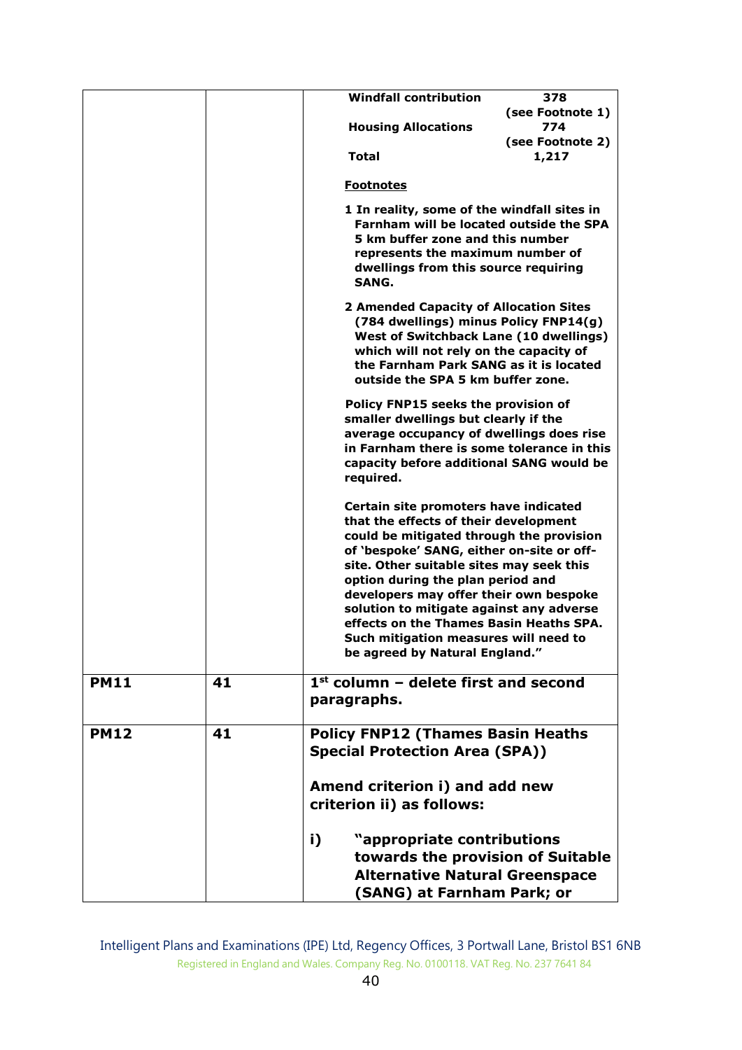| | | |
|---|---|---|
| | | **Windfall contribution** 378 (see Footnote 1)<br>**Housing Allocations** 774 (see Footnote 2)<br>**Total** 1,217<br><br>**Footnotes**<br><br>**1 In reality, some of the windfall sites in Farnham will be located outside the SPA 5 km buffer zone and this number represents the maximum number of dwellings from this source requiring SANG.**<br><br>**2 Amended Capacity of Allocation Sites (784 dwellings) minus Policy FNP14(g) West of Switchback Lane (10 dwellings) which will not rely on the capacity of the Farnham Park SANG as it is located outside the SPA 5 km buffer zone.**<br><br>**Policy FNP15 seeks the provision of smaller dwellings but clearly if the average occupancy of dwellings does rise in Farnham there is some tolerance in this capacity before additional SANG would be required.**<br><br>**Certain site promoters have indicated that the effects of their development could be mitigated through the provision of 'bespoke' SANG, either on-site or off-site. Other suitable sites may seek this option during the plan period and developers may offer their own bespoke solution to mitigate against any adverse effects on the Thames Basin Heaths SPA. Such mitigation measures will need to be agreed by Natural England."** |
| **PM11** | **41** | **1st column – delete first and second paragraphs.** |
| **PM12** | **41** | **Policy FNP12 (Thames Basin Heaths Special Protection Area (SPA))**<br><br>**Amend criterion i) and add new criterion ii) as follows:**<br><br>**i) "appropriate contributions towards the provision of Suitable Alternative Natural Greenspace (SANG) at Farnham Park; or** |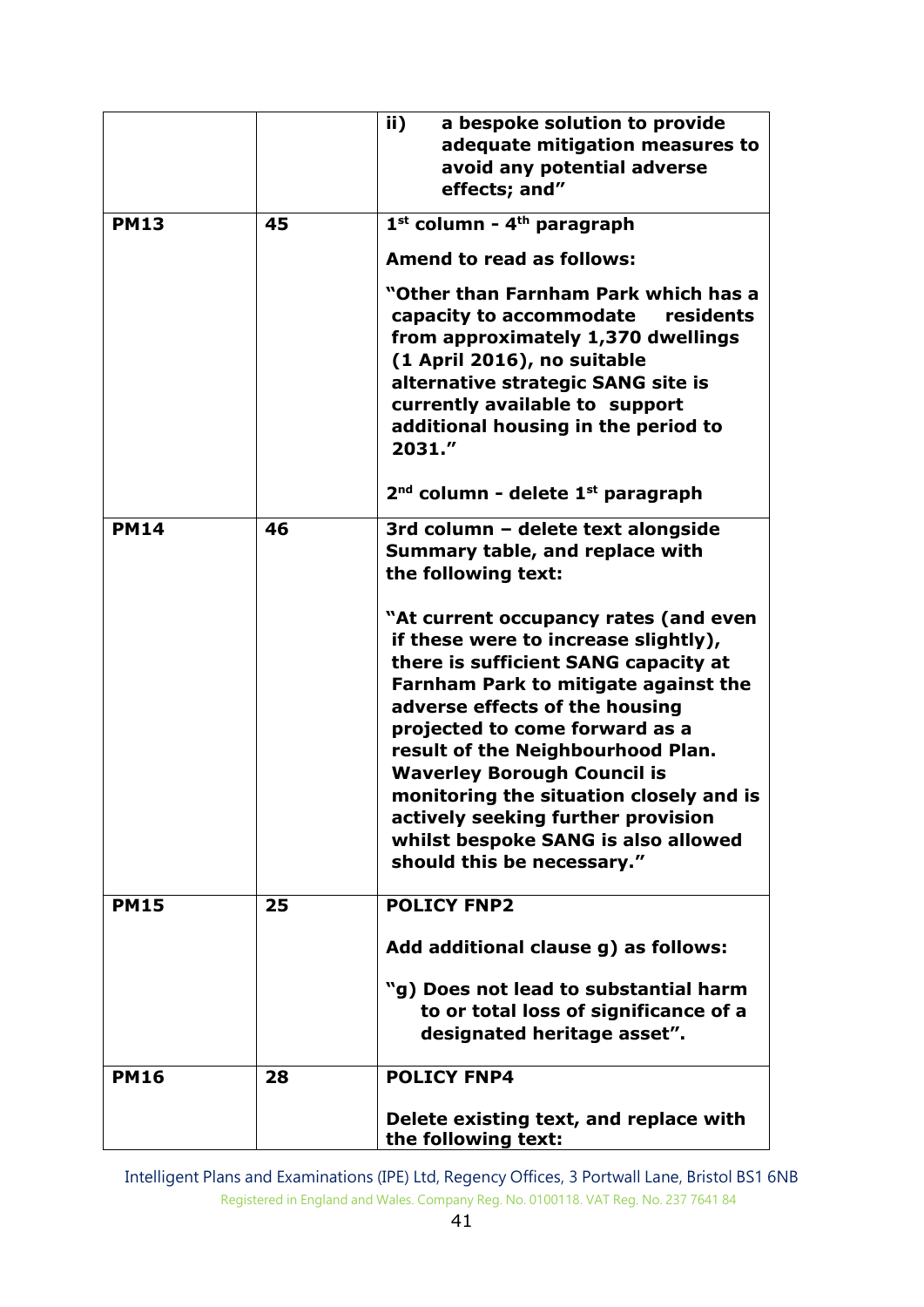| | | |
|---|---|---|
| | | **ii) a bespoke solution to provide adequate mitigation measures to avoid any potential adverse effects; and"** |
| **PM13** | **45** | **1st column - 4th paragraph**<br><br>**Amend to read as follows:**<br><br>**"Other than Farnham Park which has a capacity to accommodate residents from approximately 1,370 dwellings (1 April 2016), no suitable alternative strategic SANG site is currently available to support additional housing in the period to 2031."**<br><br>**2nd column - delete 1st paragraph** |
| **PM14** | **46** | **3rd column – delete text alongside Summary table, and replace with the following text:**<br><br>**"At current occupancy rates (and even if these were to increase slightly), there is sufficient SANG capacity at Farnham Park to mitigate against the adverse effects of the housing projected to come forward as a result of the Neighbourhood Plan. Waverley Borough Council is monitoring the situation closely and is actively seeking further provision whilst bespoke SANG is also allowed should this be necessary."** |
| **PM15** | **25** | **POLICY FNP2**<br><br>**Add additional clause g) as follows:**<br><br>**"g) Does not lead to substantial harm to or total loss of significance of a designated heritage asset".** |
| **PM16** | **28** | **POLICY FNP4**<br><br>**Delete existing text, and replace with the following text:** |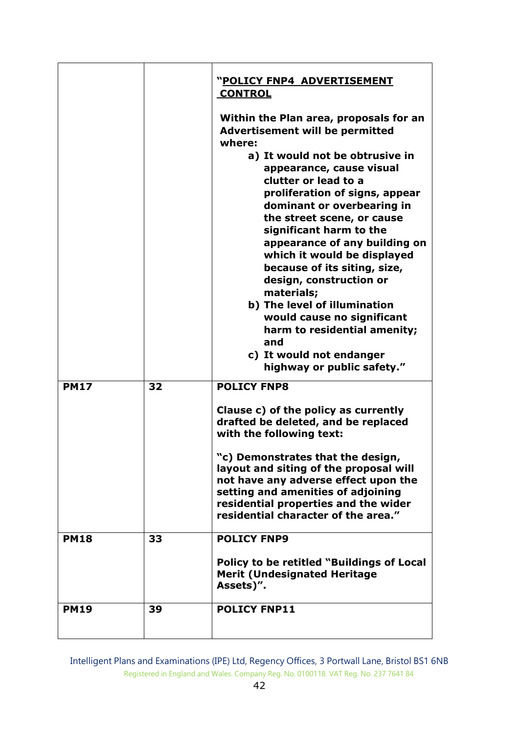| | | |
|---|---|---|
| | | **"<u>POLICY FNP4 ADVERTISEMENT CONTROL</u>**<br><br>**Within the Plan area, proposals for an Advertisement will be permitted where:**<br>**a) It would not be obtrusive in appearance, cause visual clutter or lead to a proliferation of signs, appear dominant or overbearing in the street scene, or cause significant harm to the appearance of any building on which it would be displayed because of its siting, size, design, construction or materials;**<br>**b) The level of illumination would cause no significant harm to residential amenity; and**<br>**c) It would not endanger highway or public safety."** |
| **PM17** | **32** | **POLICY FNP8**<br><br>**Clause c) of the policy as currently drafted be deleted, and be replaced with the following text:**<br><br>**"c) Demonstrates that the design, layout and siting of the proposal will not have any adverse effect upon the setting and amenities of adjoining residential properties and the wider residential character of the area."** |
| **PM18** | **33** | **POLICY FNP9**<br><br>**Policy to be retitled "Buildings of Local Merit (Undesignated Heritage Assets)".** |
| **PM19** | **39** | **POLICY FNP11** |

Intelligent Plans and Examinations (IPE) Ltd, Regency Offices, 3 Portwall Lane, Bristol BS1 6NB
Registered in England and Wales. Company Reg. No. 0100118. VAT Reg. No. 237 7641 84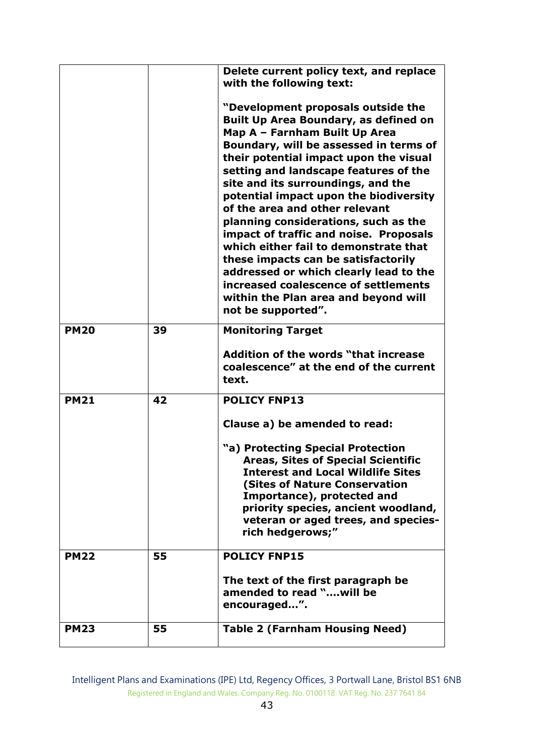| | | |
|---|---|---|
| | | **Delete current policy text, and replace with the following text:**<br><br>**"Development proposals outside the Built Up Area Boundary, as defined on Map A – Farnham Built Up Area Boundary, will be assessed in terms of their potential impact upon the visual setting and landscape features of the site and its surroundings, and the potential impact upon the biodiversity of the area and other relevant planning considerations, such as the impact of traffic and noise. Proposals which either fail to demonstrate that these impacts can be satisfactorily addressed or which clearly lead to the increased coalescence of settlements within the Plan area and beyond will not be supported".** |
| **PM20** | **39** | **Monitoring Target**<br><br>**Addition of the words "that increase coalescence" at the end of the current text.** |
| **PM21** | **42** | **POLICY FNP13**<br><br>**Clause a) be amended to read:**<br><br>**"a) Protecting Special Protection Areas, Sites of Special Scientific Interest and Local Wildlife Sites (Sites of Nature Conservation Importance), protected and priority species, ancient woodland, veteran or aged trees, and species-rich hedgerows;"** |
| **PM22** | **55** | **POLICY FNP15**<br><br>**The text of the first paragraph be amended to read "….will be encouraged…".** |
| **PM23** | **55** | **Table 2 (Farnham Housing Need)** |

Intelligent Plans and Examinations (IPE) Ltd, Regency Offices, 3 Portwall Lane, Bristol BS1 6NB
Registered in England and Wales. Company Reg. No. 0100118. VAT Reg. No. 237 7641 84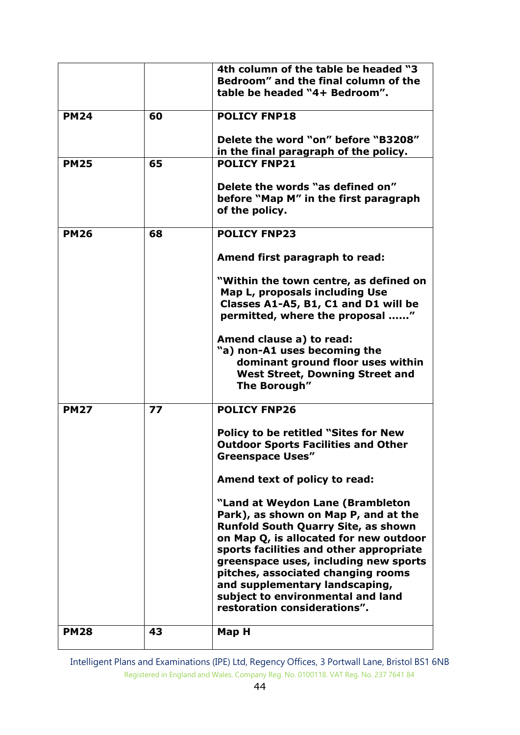| | | |
|---|---|---|
| | | **4th column of the table be headed "3 Bedroom" and the final column of the table be headed "4+ Bedroom".** |
| **PM24** | **60** | **POLICY FNP18**<br><br>**Delete the word "on" before "B3208" in the final paragraph of the policy.** |
| **PM25** | **65** | **POLICY FNP21**<br><br>**Delete the words "as defined on" before "Map M" in the first paragraph of the policy.** |
| **PM26** | **68** | **POLICY FNP23**<br><br>**Amend first paragraph to read:**<br><br>**"Within the town centre, as defined on Map L, proposals including Use Classes A1-A5, B1, C1 and D1 will be permitted, where the proposal ……"**<br><br>**Amend clause a) to read:**<br>**"a) non-A1 uses becoming the dominant ground floor uses within West Street, Downing Street and The Borough"** |
| **PM27** | **77** | **POLICY FNP26**<br><br>**Policy to be retitled "Sites for New Outdoor Sports Facilities and Other Greenspace Uses"**<br><br>**Amend text of policy to read:**<br><br>**"Land at Weydon Lane (Brambleton Park), as shown on Map P, and at the Runfold South Quarry Site, as shown on Map Q, is allocated for new outdoor sports facilities and other appropriate greenspace uses, including new sports pitches, associated changing rooms and supplementary landscaping, subject to environmental and land restoration considerations".** |
| **PM28** | **43** | **Map H** |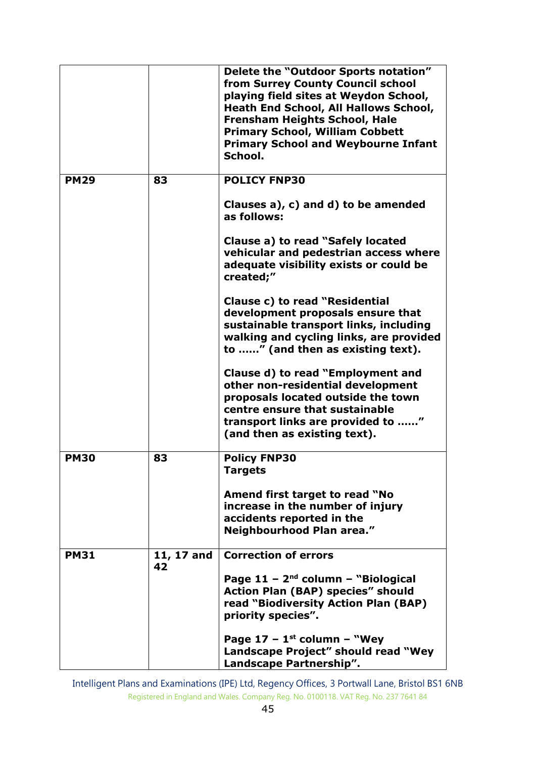| | | |
|---|---|---|
| | | **Delete the "Outdoor Sports notation" from Surrey County Council school playing field sites at Weydon School, Heath End School, All Hallows School, Frensham Heights School, Hale Primary School, William Cobbett Primary School and Weybourne Infant School.** |
| **PM29** | **83** | **POLICY FNP30**<br><br>**Clauses a), c) and d) to be amended as follows:**<br><br>**Clause a) to read "Safely located vehicular and pedestrian access where adequate visibility exists or could be created;"**<br><br>**Clause c) to read "Residential development proposals ensure that sustainable transport links, including walking and cycling links, are provided to ……" (and then as existing text).**<br><br>**Clause d) to read "Employment and other non-residential development proposals located outside the town centre ensure that sustainable transport links are provided to ……" (and then as existing text).** |
| **PM30** | **83** | **Policy FNP30**<br>**Targets**<br><br>**Amend first target to read "No increase in the number of injury accidents reported in the Neighbourhood Plan area."** |
| **PM31** | **11, 17 and 42** | **Correction of errors**<br><br>**Page 11 – 2nd column – "Biological Action Plan (BAP) species" should read "Biodiversity Action Plan (BAP) priority species".**<br><br>**Page 17 – 1st column – "Wey Landscape Project" should read "Wey Landscape Partnership".** |

Intelligent Plans and Examinations (IPE) Ltd, Regency Offices, 3 Portwall Lane, Bristol BS1 6NB
Registered in England and Wales. Company Reg. No. 0100118. VAT Reg. No. 237 7641 84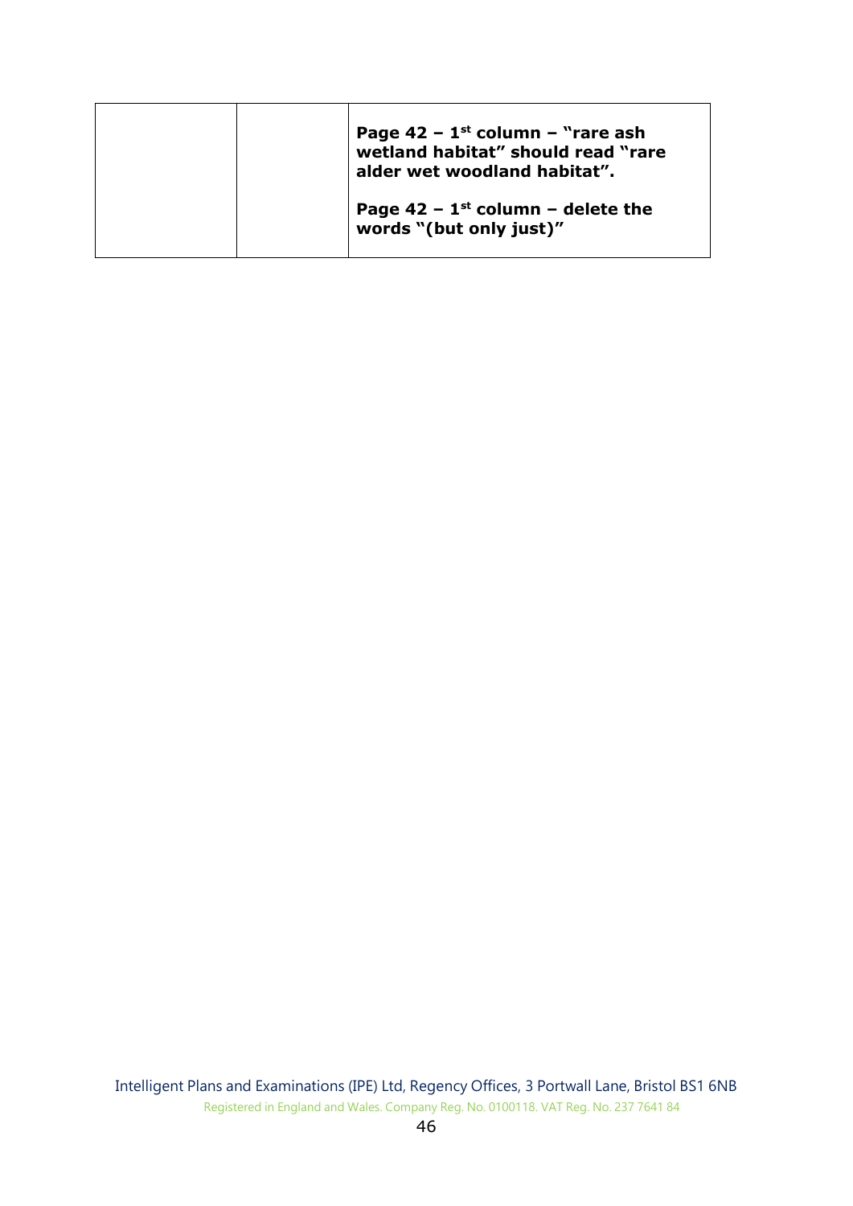| | | |
|---|---|---|
| | | **Page 42 – 1st column – "rare ash wetland habitat" should read "rare alder wet woodland habitat".**<br><br>**Page 42 – 1st column – delete the words "(but only just)"** |